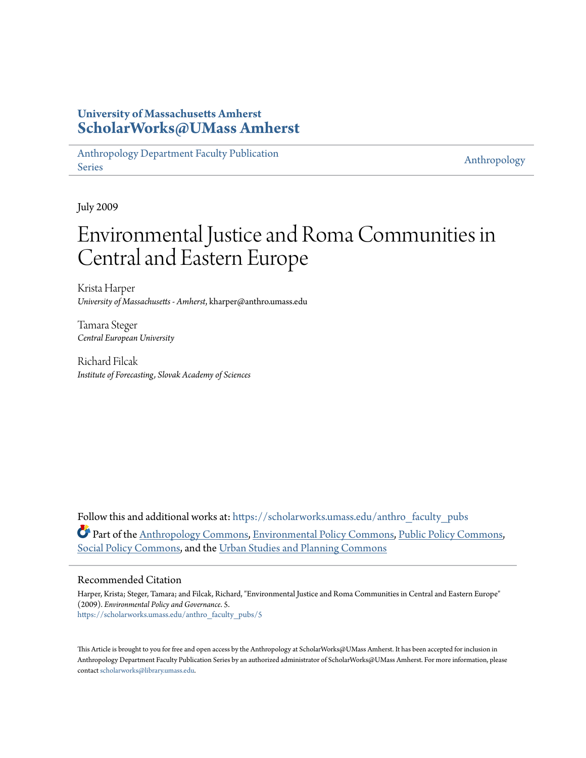**University of Massachusetts Amherst**
**ScholarWorks@UMass Amherst**

Anthropology Department Faculty Publication Series | Anthropology

July 2009

# Environmental Justice and Roma Communities in Central and Eastern Europe

Krista Harper
*University of Massachusetts - Amherst*, kharper@anthro.umass.edu

Tamara Steger
*Central European University*

Richard Filcak
*Institute of Forecasting, Slovak Academy of Sciences*

Follow this and additional works at: https://scholarworks.umass.edu/anthro_faculty_pubs

Part of the Anthropology Commons, Environmental Policy Commons, Public Policy Commons, Social Policy Commons, and the Urban Studies and Planning Commons

## Recommended Citation

Harper, Krista; Steger, Tamara; and Filcak, Richard, "Environmental Justice and Roma Communities in Central and Eastern Europe" (2009). *Environmental Policy and Governance*. 5.
https://scholarworks.umass.edu/anthro_faculty_pubs/5

This Article is brought to you for free and open access by the Anthropology at ScholarWorks@UMass Amherst. It has been accepted for inclusion in Anthropology Department Faculty Publication Series by an authorized administrator of ScholarWorks@UMass Amherst. For more information, please contact scholarworks@library.umass.edu.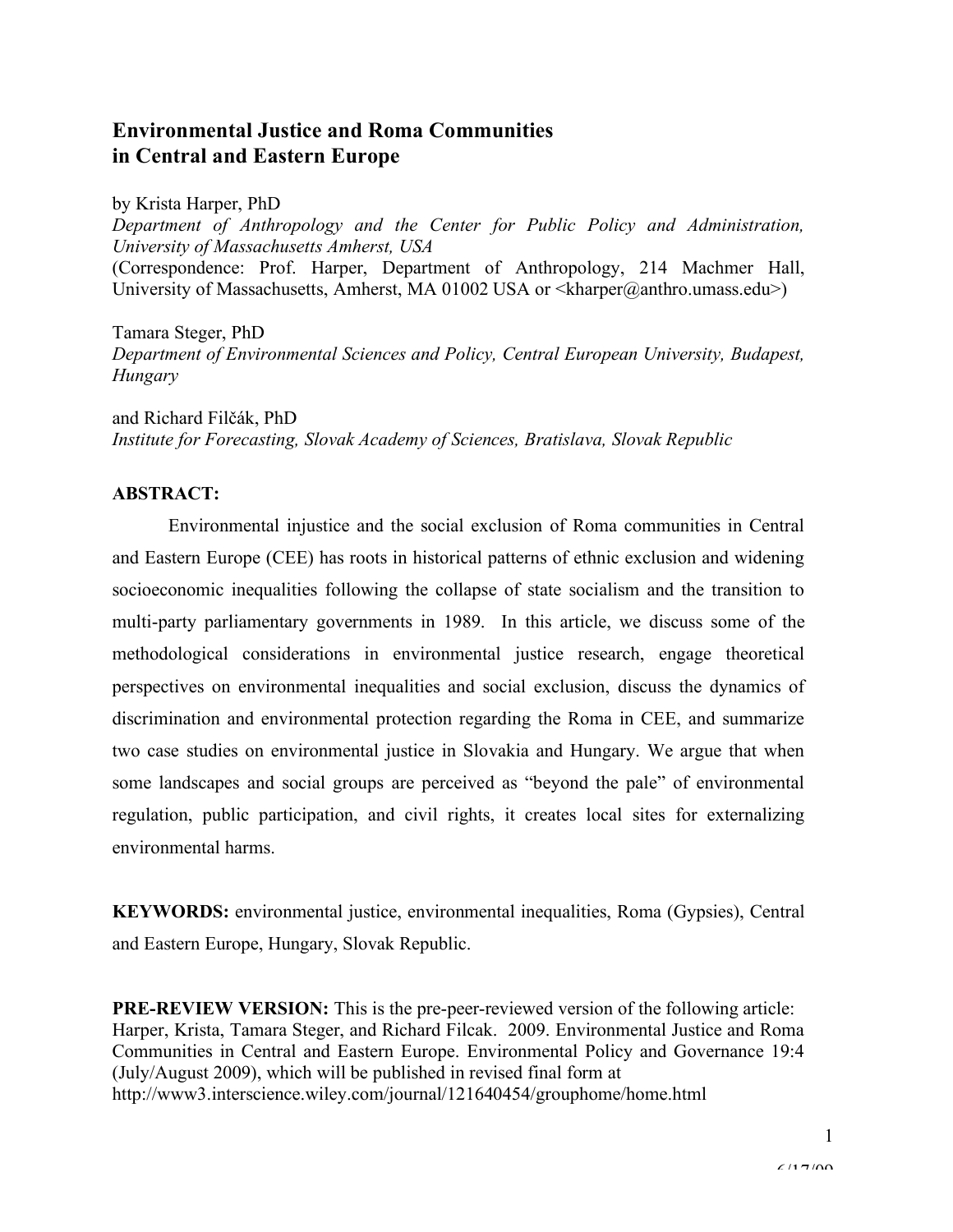# Environmental Justice and Roma Communities in Central and Eastern Europe

by Krista Harper, PhD
*Department of Anthropology and the Center for Public Policy and Administration, University of Massachusetts Amherst, USA*
(Correspondence: Prof. Harper, Department of Anthropology, 214 Machmer Hall, University of Massachusetts, Amherst, MA 01002 USA or <kharper@anthro.umass.edu>)

Tamara Steger, PhD
*Department of Environmental Sciences and Policy, Central European University, Budapest, Hungary*

and Richard Filčák, PhD
*Institute for Forecasting, Slovak Academy of Sciences, Bratislava, Slovak Republic*

**ABSTRACT:**

Environmental injustice and the social exclusion of Roma communities in Central and Eastern Europe (CEE) has roots in historical patterns of ethnic exclusion and widening socioeconomic inequalities following the collapse of state socialism and the transition to multi-party parliamentary governments in 1989. In this article, we discuss some of the methodological considerations in environmental justice research, engage theoretical perspectives on environmental inequalities and social exclusion, discuss the dynamics of discrimination and environmental protection regarding the Roma in CEE, and summarize two case studies on environmental justice in Slovakia and Hungary. We argue that when some landscapes and social groups are perceived as "beyond the pale" of environmental regulation, public participation, and civil rights, it creates local sites for externalizing environmental harms.

**KEYWORDS:** environmental justice, environmental inequalities, Roma (Gypsies), Central and Eastern Europe, Hungary, Slovak Republic.

**PRE-REVIEW VERSION:** This is the pre-peer-reviewed version of the following article: Harper, Krista, Tamara Steger, and Richard Filcak. 2009. Environmental Justice and Roma Communities in Central and Eastern Europe. Environmental Policy and Governance 19:4 (July/August 2009), which will be published in revised final form at http://www3.interscience.wiley.com/journal/121640454/grouphome/home.html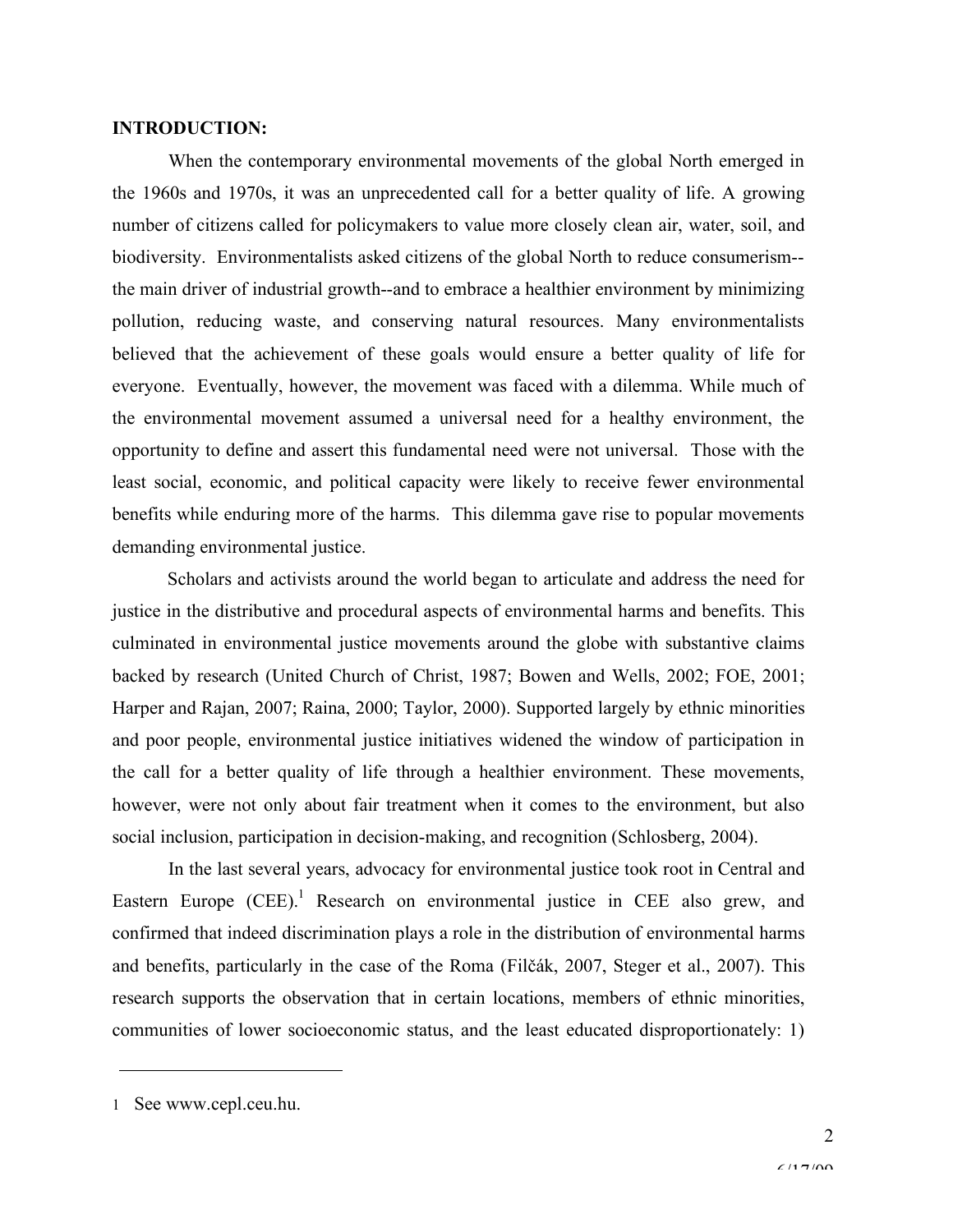**INTRODUCTION:**

When the contemporary environmental movements of the global North emerged in the 1960s and 1970s, it was an unprecedented call for a better quality of life. A growing number of citizens called for policymakers to value more closely clean air, water, soil, and biodiversity. Environmentalists asked citizens of the global North to reduce consumerism--the main driver of industrial growth--and to embrace a healthier environment by minimizing pollution, reducing waste, and conserving natural resources. Many environmentalists believed that the achievement of these goals would ensure a better quality of life for everyone. Eventually, however, the movement was faced with a dilemma. While much of the environmental movement assumed a universal need for a healthy environment, the opportunity to define and assert this fundamental need were not universal. Those with the least social, economic, and political capacity were likely to receive fewer environmental benefits while enduring more of the harms. This dilemma gave rise to popular movements demanding environmental justice.

Scholars and activists around the world began to articulate and address the need for justice in the distributive and procedural aspects of environmental harms and benefits. This culminated in environmental justice movements around the globe with substantive claims backed by research (United Church of Christ, 1987; Bowen and Wells, 2002; FOE, 2001; Harper and Rajan, 2007; Raina, 2000; Taylor, 2000). Supported largely by ethnic minorities and poor people, environmental justice initiatives widened the window of participation in the call for a better quality of life through a healthier environment. These movements, however, were not only about fair treatment when it comes to the environment, but also social inclusion, participation in decision-making, and recognition (Schlosberg, 2004).

In the last several years, advocacy for environmental justice took root in Central and Eastern Europe (CEE).[1] Research on environmental justice in CEE also grew, and confirmed that indeed discrimination plays a role in the distribution of environmental harms and benefits, particularly in the case of the Roma (Filčák, 2007, Steger et al., 2007). This research supports the observation that in certain locations, members of ethnic minorities, communities of lower socioeconomic status, and the least educated disproportionately: 1)

[1] See www.cepl.ceu.hu.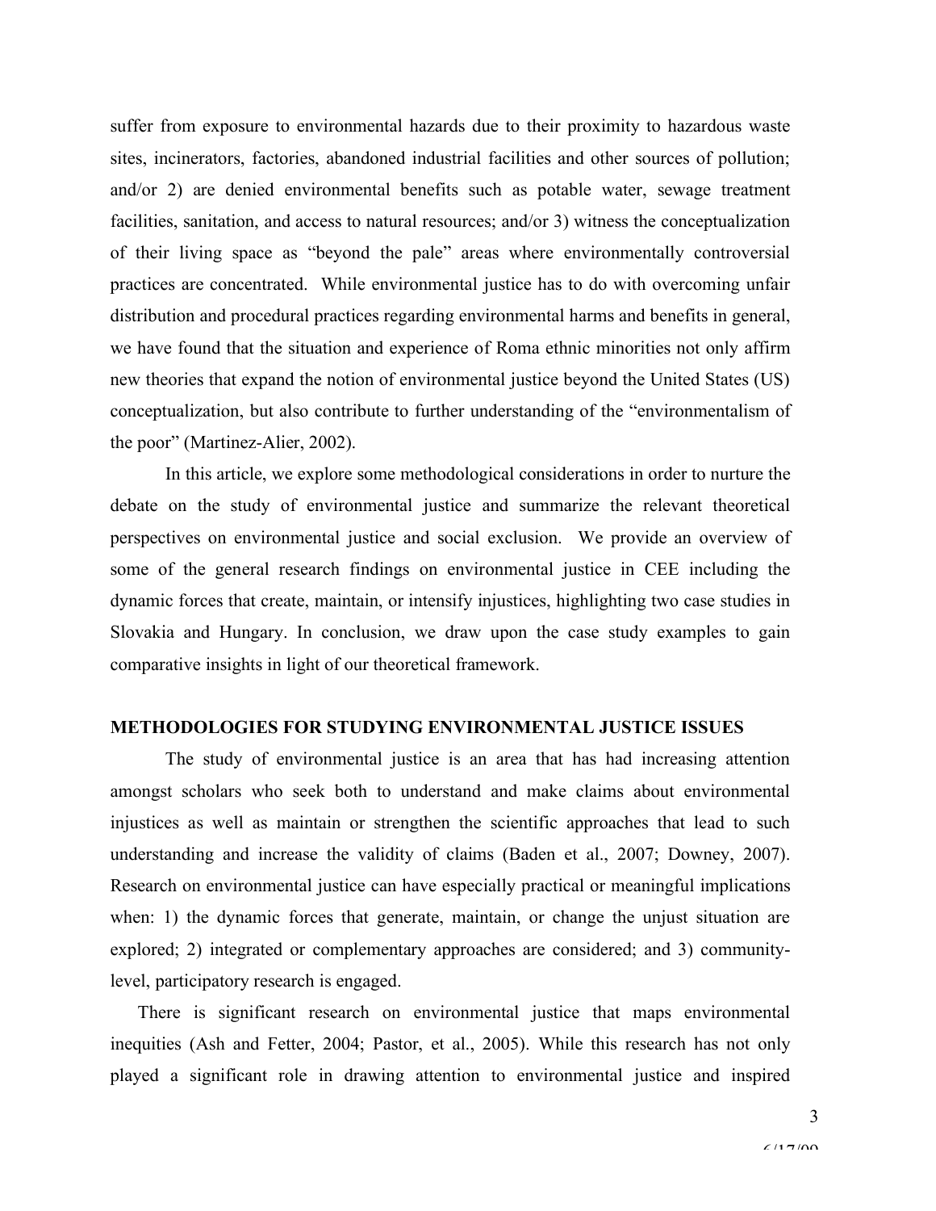suffer from exposure to environmental hazards due to their proximity to hazardous waste sites, incinerators, factories, abandoned industrial facilities and other sources of pollution; and/or 2) are denied environmental benefits such as potable water, sewage treatment facilities, sanitation, and access to natural resources; and/or 3) witness the conceptualization of their living space as "beyond the pale" areas where environmentally controversial practices are concentrated. While environmental justice has to do with overcoming unfair distribution and procedural practices regarding environmental harms and benefits in general, we have found that the situation and experience of Roma ethnic minorities not only affirm new theories that expand the notion of environmental justice beyond the United States (US) conceptualization, but also contribute to further understanding of the "environmentalism of the poor" (Martinez-Alier, 2002).

In this article, we explore some methodological considerations in order to nurture the debate on the study of environmental justice and summarize the relevant theoretical perspectives on environmental justice and social exclusion. We provide an overview of some of the general research findings on environmental justice in CEE including the dynamic forces that create, maintain, or intensify injustices, highlighting two case studies in Slovakia and Hungary. In conclusion, we draw upon the case study examples to gain comparative insights in light of our theoretical framework.

## METHODOLOGIES FOR STUDYING ENVIRONMENTAL JUSTICE ISSUES

The study of environmental justice is an area that has had increasing attention amongst scholars who seek both to understand and make claims about environmental injustices as well as maintain or strengthen the scientific approaches that lead to such understanding and increase the validity of claims (Baden et al., 2007; Downey, 2007). Research on environmental justice can have especially practical or meaningful implications when: 1) the dynamic forces that generate, maintain, or change the unjust situation are explored; 2) integrated or complementary approaches are considered; and 3) community-level, participatory research is engaged.

There is significant research on environmental justice that maps environmental inequities (Ash and Fetter, 2004; Pastor, et al., 2005). While this research has not only played a significant role in drawing attention to environmental justice and inspired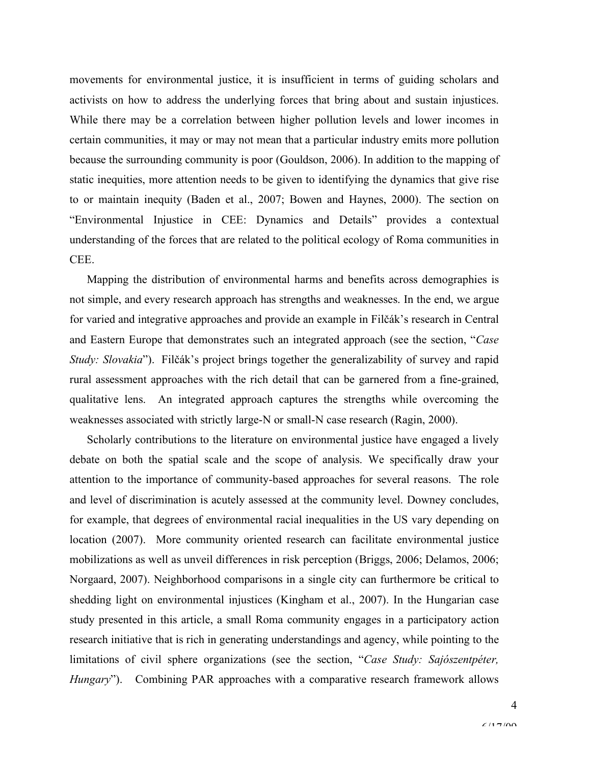movements for environmental justice, it is insufficient in terms of guiding scholars and activists on how to address the underlying forces that bring about and sustain injustices. While there may be a correlation between higher pollution levels and lower incomes in certain communities, it may or may not mean that a particular industry emits more pollution because the surrounding community is poor (Gouldson, 2006). In addition to the mapping of static inequities, more attention needs to be given to identifying the dynamics that give rise to or maintain inequity (Baden et al., 2007; Bowen and Haynes, 2000). The section on "Environmental Injustice in CEE: Dynamics and Details" provides a contextual understanding of the forces that are related to the political ecology of Roma communities in CEE.

Mapping the distribution of environmental harms and benefits across demographies is not simple, and every research approach has strengths and weaknesses. In the end, we argue for varied and integrative approaches and provide an example in Filčák's research in Central and Eastern Europe that demonstrates such an integrated approach (see the section, "*Case Study: Slovakia*"). Filčák's project brings together the generalizability of survey and rapid rural assessment approaches with the rich detail that can be garnered from a fine-grained, qualitative lens. An integrated approach captures the strengths while overcoming the weaknesses associated with strictly large-N or small-N case research (Ragin, 2000).

Scholarly contributions to the literature on environmental justice have engaged a lively debate on both the spatial scale and the scope of analysis. We specifically draw your attention to the importance of community-based approaches for several reasons. The role and level of discrimination is acutely assessed at the community level. Downey concludes, for example, that degrees of environmental racial inequalities in the US vary depending on location (2007). More community oriented research can facilitate environmental justice mobilizations as well as unveil differences in risk perception (Briggs, 2006; Delamos, 2006; Norgaard, 2007). Neighborhood comparisons in a single city can furthermore be critical to shedding light on environmental injustices (Kingham et al., 2007). In the Hungarian case study presented in this article, a small Roma community engages in a participatory action research initiative that is rich in generating understandings and agency, while pointing to the limitations of civil sphere organizations (see the section, "*Case Study: Sajószentpéter, Hungary*"). Combining PAR approaches with a comparative research framework allows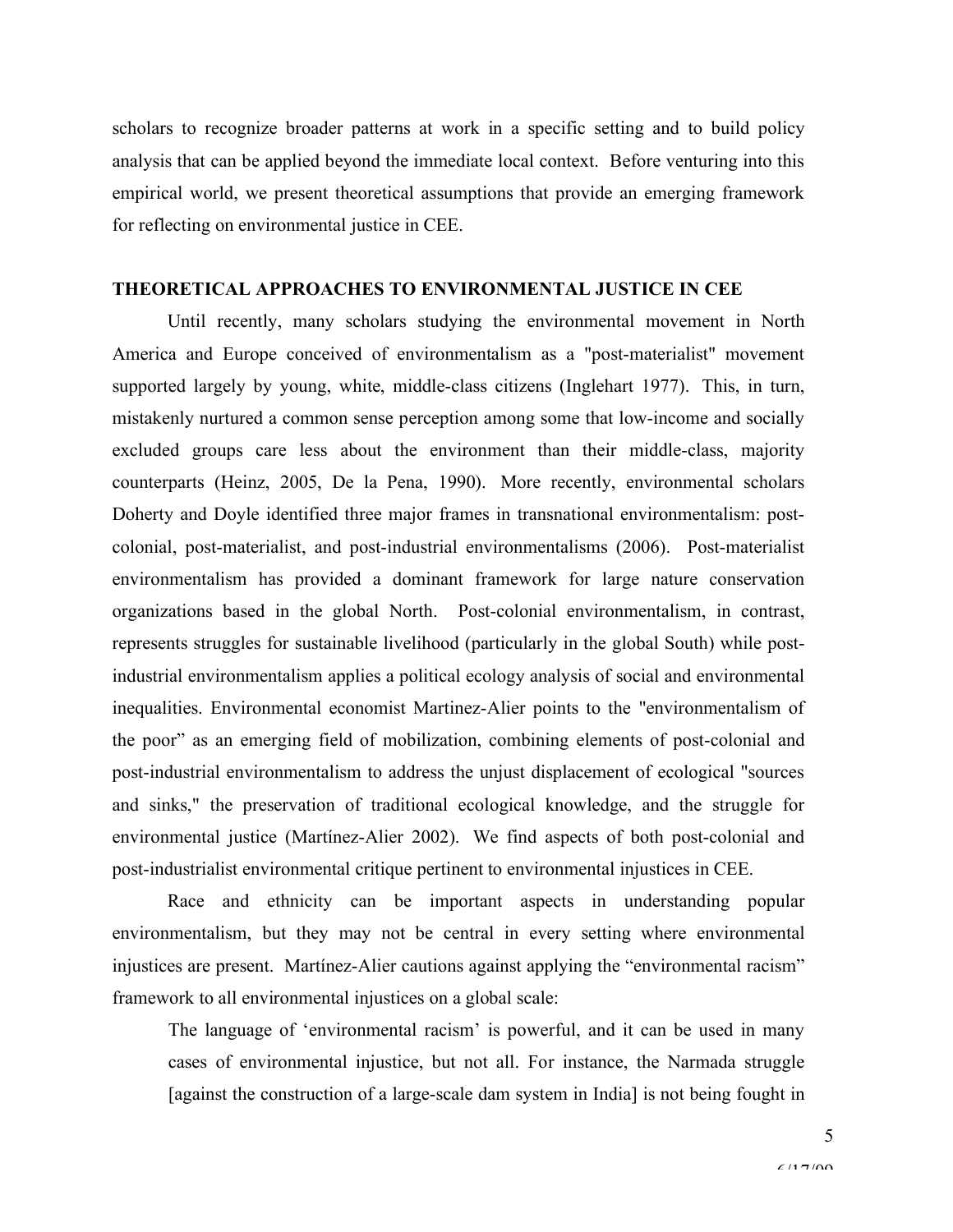scholars to recognize broader patterns at work in a specific setting and to build policy analysis that can be applied beyond the immediate local context. Before venturing into this empirical world, we present theoretical assumptions that provide an emerging framework for reflecting on environmental justice in CEE.

## THEORETICAL APPROACHES TO ENVIRONMENTAL JUSTICE IN CEE

Until recently, many scholars studying the environmental movement in North America and Europe conceived of environmentalism as a "post-materialist" movement supported largely by young, white, middle-class citizens (Inglehart 1977). This, in turn, mistakenly nurtured a common sense perception among some that low-income and socially excluded groups care less about the environment than their middle-class, majority counterparts (Heinz, 2005, De la Pena, 1990). More recently, environmental scholars Doherty and Doyle identified three major frames in transnational environmentalism: post-colonial, post-materialist, and post-industrial environmentalisms (2006). Post-materialist environmentalism has provided a dominant framework for large nature conservation organizations based in the global North. Post-colonial environmentalism, in contrast, represents struggles for sustainable livelihood (particularly in the global South) while post-industrial environmentalism applies a political ecology analysis of social and environmental inequalities. Environmental economist Martinez-Alier points to the "environmentalism of the poor" as an emerging field of mobilization, combining elements of post-colonial and post-industrial environmentalism to address the unjust displacement of ecological "sources and sinks," the preservation of traditional ecological knowledge, and the struggle for environmental justice (Martínez-Alier 2002). We find aspects of both post-colonial and post-industrialist environmental critique pertinent to environmental injustices in CEE.

Race and ethnicity can be important aspects in understanding popular environmentalism, but they may not be central in every setting where environmental injustices are present. Martínez-Alier cautions against applying the "environmental racism" framework to all environmental injustices on a global scale:

> The language of 'environmental racism' is powerful, and it can be used in many cases of environmental injustice, but not all. For instance, the Narmada struggle [against the construction of a large-scale dam system in India] is not being fought in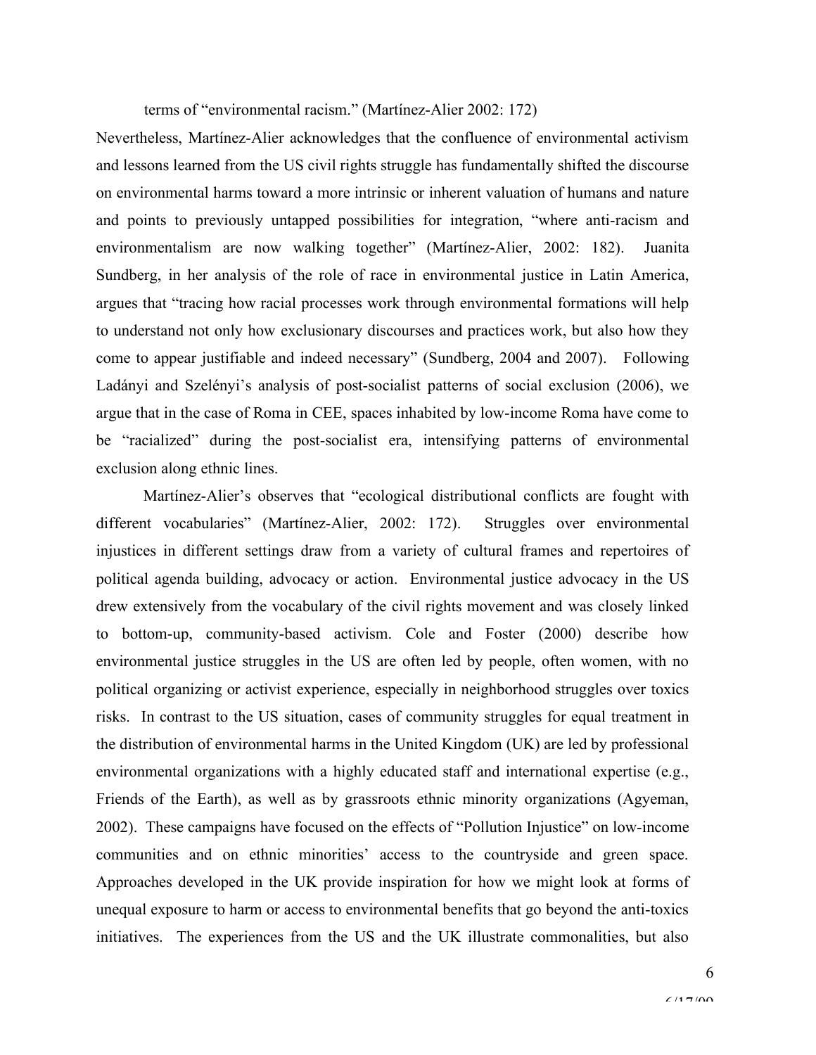terms of "environmental racism." (Martínez-Alier 2002: 172)

Nevertheless, Martínez-Alier acknowledges that the confluence of environmental activism and lessons learned from the US civil rights struggle has fundamentally shifted the discourse on environmental harms toward a more intrinsic or inherent valuation of humans and nature and points to previously untapped possibilities for integration, "where anti-racism and environmentalism are now walking together" (Martínez-Alier, 2002: 182). Juanita Sundberg, in her analysis of the role of race in environmental justice in Latin America, argues that "tracing how racial processes work through environmental formations will help to understand not only how exclusionary discourses and practices work, but also how they come to appear justifiable and indeed necessary" (Sundberg, 2004 and 2007). Following Ladányi and Szelényi's analysis of post-socialist patterns of social exclusion (2006), we argue that in the case of Roma in CEE, spaces inhabited by low-income Roma have come to be "racialized" during the post-socialist era, intensifying patterns of environmental exclusion along ethnic lines.

Martínez-Alier's observes that "ecological distributional conflicts are fought with different vocabularies" (Martínez-Alier, 2002: 172). Struggles over environmental injustices in different settings draw from a variety of cultural frames and repertoires of political agenda building, advocacy or action. Environmental justice advocacy in the US drew extensively from the vocabulary of the civil rights movement and was closely linked to bottom-up, community-based activism. Cole and Foster (2000) describe how environmental justice struggles in the US are often led by people, often women, with no political organizing or activist experience, especially in neighborhood struggles over toxics risks. In contrast to the US situation, cases of community struggles for equal treatment in the distribution of environmental harms in the United Kingdom (UK) are led by professional environmental organizations with a highly educated staff and international expertise (e.g., Friends of the Earth), as well as by grassroots ethnic minority organizations (Agyeman, 2002). These campaigns have focused on the effects of "Pollution Injustice" on low-income communities and on ethnic minorities' access to the countryside and green space. Approaches developed in the UK provide inspiration for how we might look at forms of unequal exposure to harm or access to environmental benefits that go beyond the anti-toxics initiatives. The experiences from the US and the UK illustrate commonalities, but also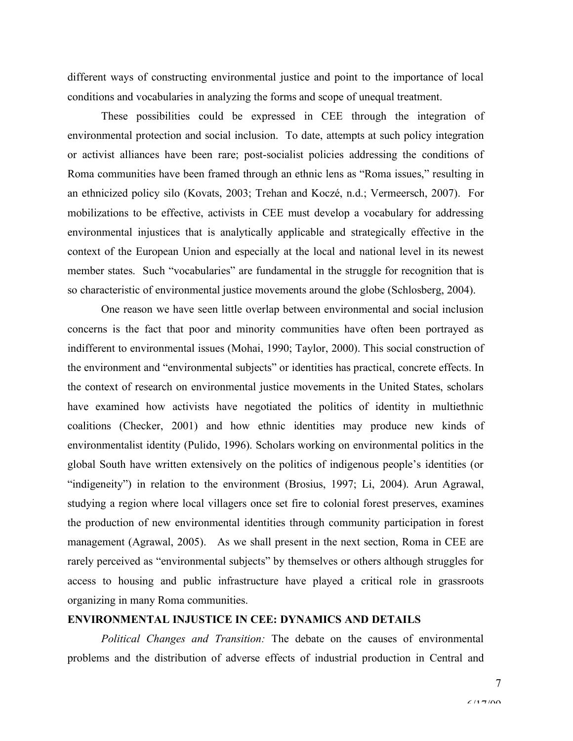different ways of constructing environmental justice and point to the importance of local conditions and vocabularies in analyzing the forms and scope of unequal treatment.

These possibilities could be expressed in CEE through the integration of environmental protection and social inclusion. To date, attempts at such policy integration or activist alliances have been rare; post-socialist policies addressing the conditions of Roma communities have been framed through an ethnic lens as "Roma issues," resulting in an ethnicized policy silo (Kovats, 2003; Trehan and Koczé, n.d.; Vermeersch, 2007). For mobilizations to be effective, activists in CEE must develop a vocabulary for addressing environmental injustices that is analytically applicable and strategically effective in the context of the European Union and especially at the local and national level in its newest member states. Such "vocabularies" are fundamental in the struggle for recognition that is so characteristic of environmental justice movements around the globe (Schlosberg, 2004).

One reason we have seen little overlap between environmental and social inclusion concerns is the fact that poor and minority communities have often been portrayed as indifferent to environmental issues (Mohai, 1990; Taylor, 2000). This social construction of the environment and "environmental subjects" or identities has practical, concrete effects. In the context of research on environmental justice movements in the United States, scholars have examined how activists have negotiated the politics of identity in multiethnic coalitions (Checker, 2001) and how ethnic identities may produce new kinds of environmentalist identity (Pulido, 1996). Scholars working on environmental politics in the global South have written extensively on the politics of indigenous people's identities (or "indigeneity") in relation to the environment (Brosius, 1997; Li, 2004). Arun Agrawal, studying a region where local villagers once set fire to colonial forest preserves, examines the production of new environmental identities through community participation in forest management (Agrawal, 2005). As we shall present in the next section, Roma in CEE are rarely perceived as "environmental subjects" by themselves or others although struggles for access to housing and public infrastructure have played a critical role in grassroots organizing in many Roma communities.

## ENVIRONMENTAL INJUSTICE IN CEE: DYNAMICS AND DETAILS

*Political Changes and Transition:* The debate on the causes of environmental problems and the distribution of adverse effects of industrial production in Central and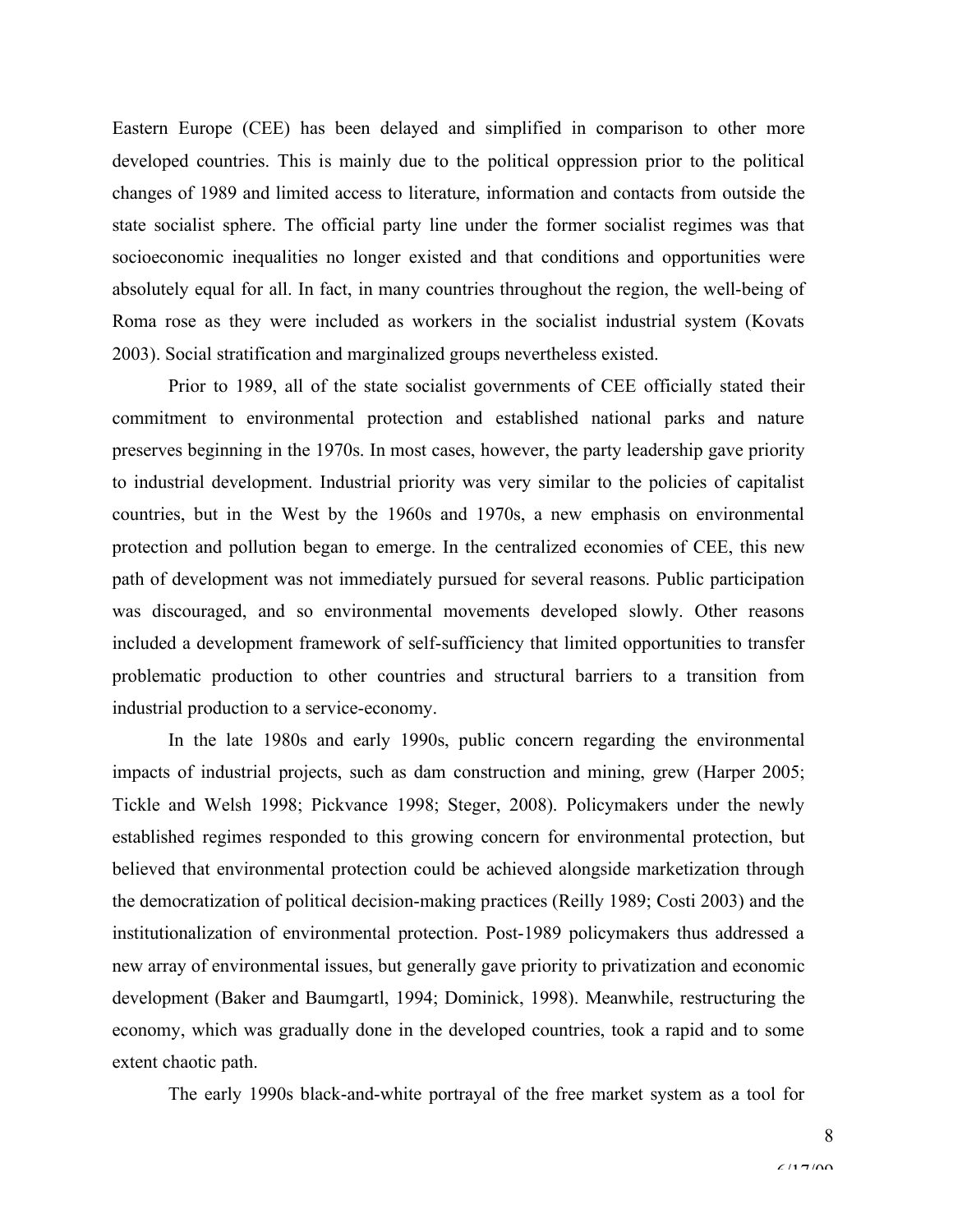Eastern Europe (CEE) has been delayed and simplified in comparison to other more developed countries. This is mainly due to the political oppression prior to the political changes of 1989 and limited access to literature, information and contacts from outside the state socialist sphere. The official party line under the former socialist regimes was that socioeconomic inequalities no longer existed and that conditions and opportunities were absolutely equal for all. In fact, in many countries throughout the region, the well-being of Roma rose as they were included as workers in the socialist industrial system (Kovats 2003). Social stratification and marginalized groups nevertheless existed.

Prior to 1989, all of the state socialist governments of CEE officially stated their commitment to environmental protection and established national parks and nature preserves beginning in the 1970s. In most cases, however, the party leadership gave priority to industrial development. Industrial priority was very similar to the policies of capitalist countries, but in the West by the 1960s and 1970s, a new emphasis on environmental protection and pollution began to emerge. In the centralized economies of CEE, this new path of development was not immediately pursued for several reasons. Public participation was discouraged, and so environmental movements developed slowly. Other reasons included a development framework of self-sufficiency that limited opportunities to transfer problematic production to other countries and structural barriers to a transition from industrial production to a service-economy.

In the late 1980s and early 1990s, public concern regarding the environmental impacts of industrial projects, such as dam construction and mining, grew (Harper 2005; Tickle and Welsh 1998; Pickvance 1998; Steger, 2008). Policymakers under the newly established regimes responded to this growing concern for environmental protection, but believed that environmental protection could be achieved alongside marketization through the democratization of political decision-making practices (Reilly 1989; Costi 2003) and the institutionalization of environmental protection. Post-1989 policymakers thus addressed a new array of environmental issues, but generally gave priority to privatization and economic development (Baker and Baumgartl, 1994; Dominick, 1998). Meanwhile, restructuring the economy, which was gradually done in the developed countries, took a rapid and to some extent chaotic path.

The early 1990s black-and-white portrayal of the free market system as a tool for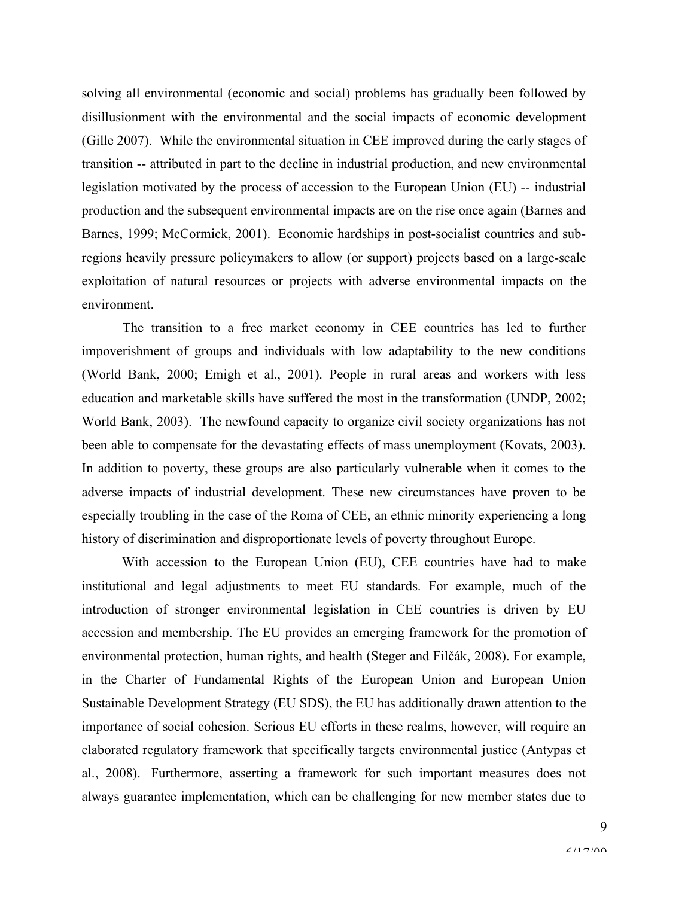solving all environmental (economic and social) problems has gradually been followed by disillusionment with the environmental and the social impacts of economic development (Gille 2007). While the environmental situation in CEE improved during the early stages of transition -- attributed in part to the decline in industrial production, and new environmental legislation motivated by the process of accession to the European Union (EU) -- industrial production and the subsequent environmental impacts are on the rise once again (Barnes and Barnes, 1999; McCormick, 2001). Economic hardships in post-socialist countries and sub-regions heavily pressure policymakers to allow (or support) projects based on a large-scale exploitation of natural resources or projects with adverse environmental impacts on the environment.

The transition to a free market economy in CEE countries has led to further impoverishment of groups and individuals with low adaptability to the new conditions (World Bank, 2000; Emigh et al., 2001). People in rural areas and workers with less education and marketable skills have suffered the most in the transformation (UNDP, 2002; World Bank, 2003). The newfound capacity to organize civil society organizations has not been able to compensate for the devastating effects of mass unemployment (Kovats, 2003). In addition to poverty, these groups are also particularly vulnerable when it comes to the adverse impacts of industrial development. These new circumstances have proven to be especially troubling in the case of the Roma of CEE, an ethnic minority experiencing a long history of discrimination and disproportionate levels of poverty throughout Europe.

With accession to the European Union (EU), CEE countries have had to make institutional and legal adjustments to meet EU standards. For example, much of the introduction of stronger environmental legislation in CEE countries is driven by EU accession and membership. The EU provides an emerging framework for the promotion of environmental protection, human rights, and health (Steger and Filčák, 2008). For example, in the Charter of Fundamental Rights of the European Union and European Union Sustainable Development Strategy (EU SDS), the EU has additionally drawn attention to the importance of social cohesion. Serious EU efforts in these realms, however, will require an elaborated regulatory framework that specifically targets environmental justice (Antypas et al., 2008). Furthermore, asserting a framework for such important measures does not always guarantee implementation, which can be challenging for new member states due to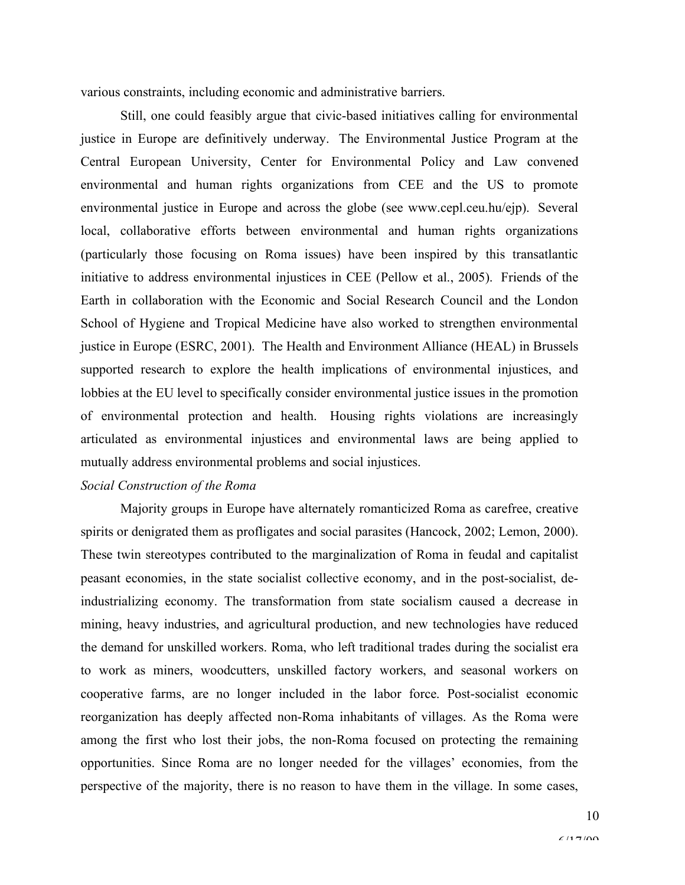various constraints, including economic and administrative barriers.

Still, one could feasibly argue that civic-based initiatives calling for environmental justice in Europe are definitively underway. The Environmental Justice Program at the Central European University, Center for Environmental Policy and Law convened environmental and human rights organizations from CEE and the US to promote environmental justice in Europe and across the globe (see www.cepl.ceu.hu/ejp). Several local, collaborative efforts between environmental and human rights organizations (particularly those focusing on Roma issues) have been inspired by this transatlantic initiative to address environmental injustices in CEE (Pellow et al., 2005). Friends of the Earth in collaboration with the Economic and Social Research Council and the London School of Hygiene and Tropical Medicine have also worked to strengthen environmental justice in Europe (ESRC, 2001). The Health and Environment Alliance (HEAL) in Brussels supported research to explore the health implications of environmental injustices, and lobbies at the EU level to specifically consider environmental justice issues in the promotion of environmental protection and health. Housing rights violations are increasingly articulated as environmental injustices and environmental laws are being applied to mutually address environmental problems and social injustices.

*Social Construction of the Roma*

Majority groups in Europe have alternately romanticized Roma as carefree, creative spirits or denigrated them as profligates and social parasites (Hancock, 2002; Lemon, 2000). These twin stereotypes contributed to the marginalization of Roma in feudal and capitalist peasant economies, in the state socialist collective economy, and in the post-socialist, de-industrializing economy. The transformation from state socialism caused a decrease in mining, heavy industries, and agricultural production, and new technologies have reduced the demand for unskilled workers. Roma, who left traditional trades during the socialist era to work as miners, woodcutters, unskilled factory workers, and seasonal workers on cooperative farms, are no longer included in the labor force. Post-socialist economic reorganization has deeply affected non-Roma inhabitants of villages. As the Roma were among the first who lost their jobs, the non-Roma focused on protecting the remaining opportunities. Since Roma are no longer needed for the villages' economies, from the perspective of the majority, there is no reason to have them in the village. In some cases,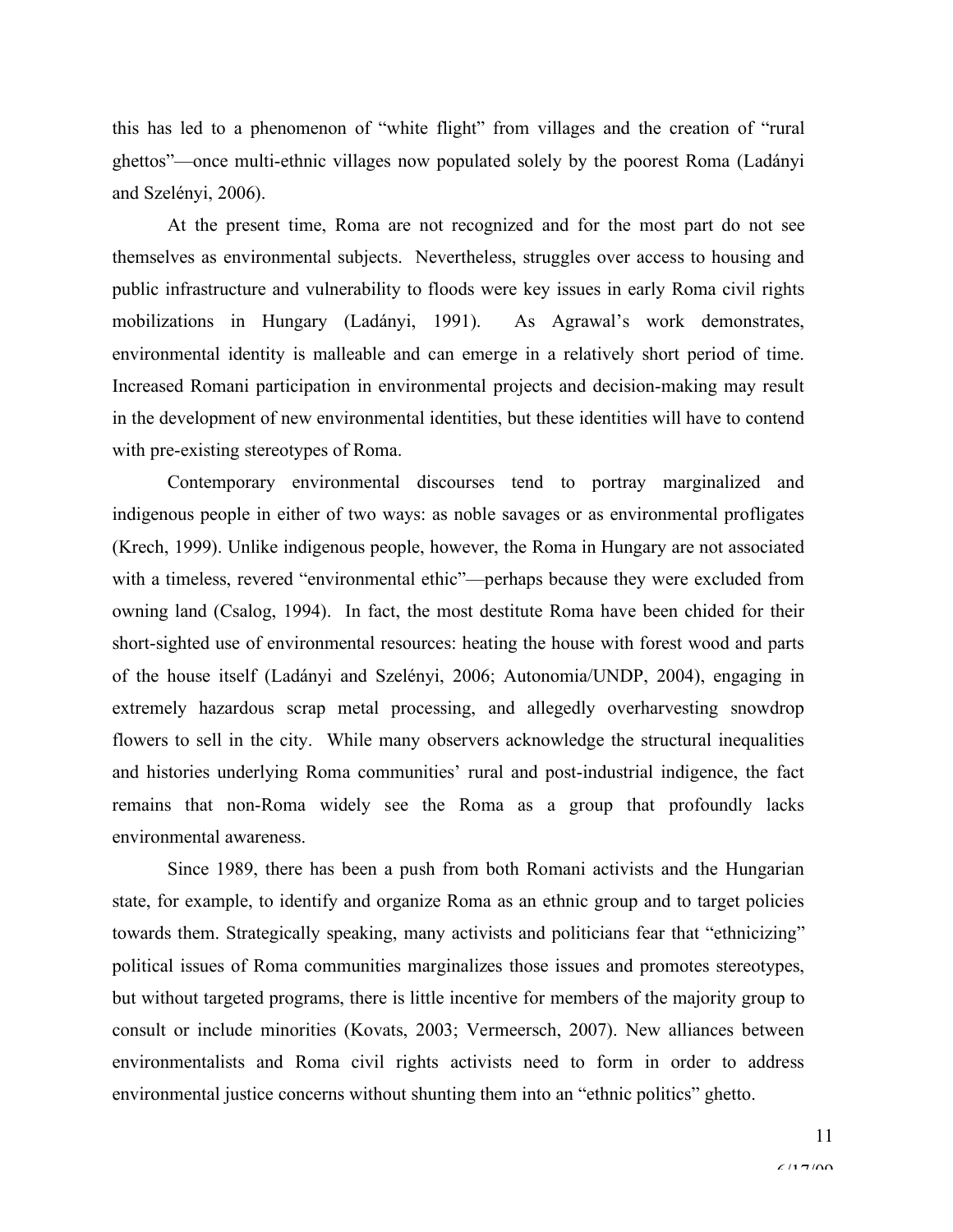this has led to a phenomenon of "white flight" from villages and the creation of "rural ghettos"—once multi-ethnic villages now populated solely by the poorest Roma (Ladányi and Szelényi, 2006).

At the present time, Roma are not recognized and for the most part do not see themselves as environmental subjects. Nevertheless, struggles over access to housing and public infrastructure and vulnerability to floods were key issues in early Roma civil rights mobilizations in Hungary (Ladányi, 1991). As Agrawal's work demonstrates, environmental identity is malleable and can emerge in a relatively short period of time. Increased Romani participation in environmental projects and decision-making may result in the development of new environmental identities, but these identities will have to contend with pre-existing stereotypes of Roma.

Contemporary environmental discourses tend to portray marginalized and indigenous people in either of two ways: as noble savages or as environmental profligates (Krech, 1999). Unlike indigenous people, however, the Roma in Hungary are not associated with a timeless, revered "environmental ethic"—perhaps because they were excluded from owning land (Csalog, 1994). In fact, the most destitute Roma have been chided for their short-sighted use of environmental resources: heating the house with forest wood and parts of the house itself (Ladányi and Szelényi, 2006; Autonomia/UNDP, 2004), engaging in extremely hazardous scrap metal processing, and allegedly overharvesting snowdrop flowers to sell in the city. While many observers acknowledge the structural inequalities and histories underlying Roma communities' rural and post-industrial indigence, the fact remains that non-Roma widely see the Roma as a group that profoundly lacks environmental awareness.

Since 1989, there has been a push from both Romani activists and the Hungarian state, for example, to identify and organize Roma as an ethnic group and to target policies towards them. Strategically speaking, many activists and politicians fear that "ethnicizing" political issues of Roma communities marginalizes those issues and promotes stereotypes, but without targeted programs, there is little incentive for members of the majority group to consult or include minorities (Kovats, 2003; Vermeersch, 2007). New alliances between environmentalists and Roma civil rights activists need to form in order to address environmental justice concerns without shunting them into an "ethnic politics" ghetto.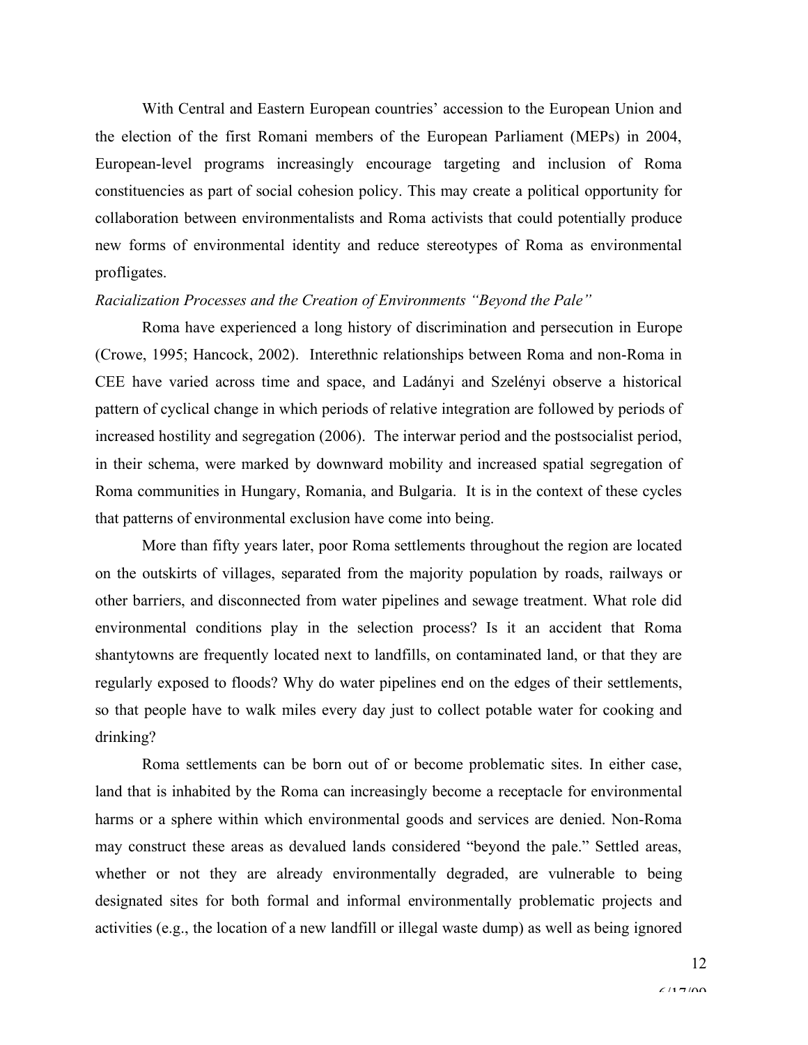With Central and Eastern European countries' accession to the European Union and the election of the first Romani members of the European Parliament (MEPs) in 2004, European-level programs increasingly encourage targeting and inclusion of Roma constituencies as part of social cohesion policy. This may create a political opportunity for collaboration between environmentalists and Roma activists that could potentially produce new forms of environmental identity and reduce stereotypes of Roma as environmental profligates.

*Racialization Processes and the Creation of Environments "Beyond the Pale"*

Roma have experienced a long history of discrimination and persecution in Europe (Crowe, 1995; Hancock, 2002). Interethnic relationships between Roma and non-Roma in CEE have varied across time and space, and Ladányi and Szelényi observe a historical pattern of cyclical change in which periods of relative integration are followed by periods of increased hostility and segregation (2006). The interwar period and the postsocialist period, in their schema, were marked by downward mobility and increased spatial segregation of Roma communities in Hungary, Romania, and Bulgaria. It is in the context of these cycles that patterns of environmental exclusion have come into being.

More than fifty years later, poor Roma settlements throughout the region are located on the outskirts of villages, separated from the majority population by roads, railways or other barriers, and disconnected from water pipelines and sewage treatment. What role did environmental conditions play in the selection process? Is it an accident that Roma shantytowns are frequently located next to landfills, on contaminated land, or that they are regularly exposed to floods? Why do water pipelines end on the edges of their settlements, so that people have to walk miles every day just to collect potable water for cooking and drinking?

Roma settlements can be born out of or become problematic sites. In either case, land that is inhabited by the Roma can increasingly become a receptacle for environmental harms or a sphere within which environmental goods and services are denied. Non-Roma may construct these areas as devalued lands considered "beyond the pale." Settled areas, whether or not they are already environmentally degraded, are vulnerable to being designated sites for both formal and informal environmentally problematic projects and activities (e.g., the location of a new landfill or illegal waste dump) as well as being ignored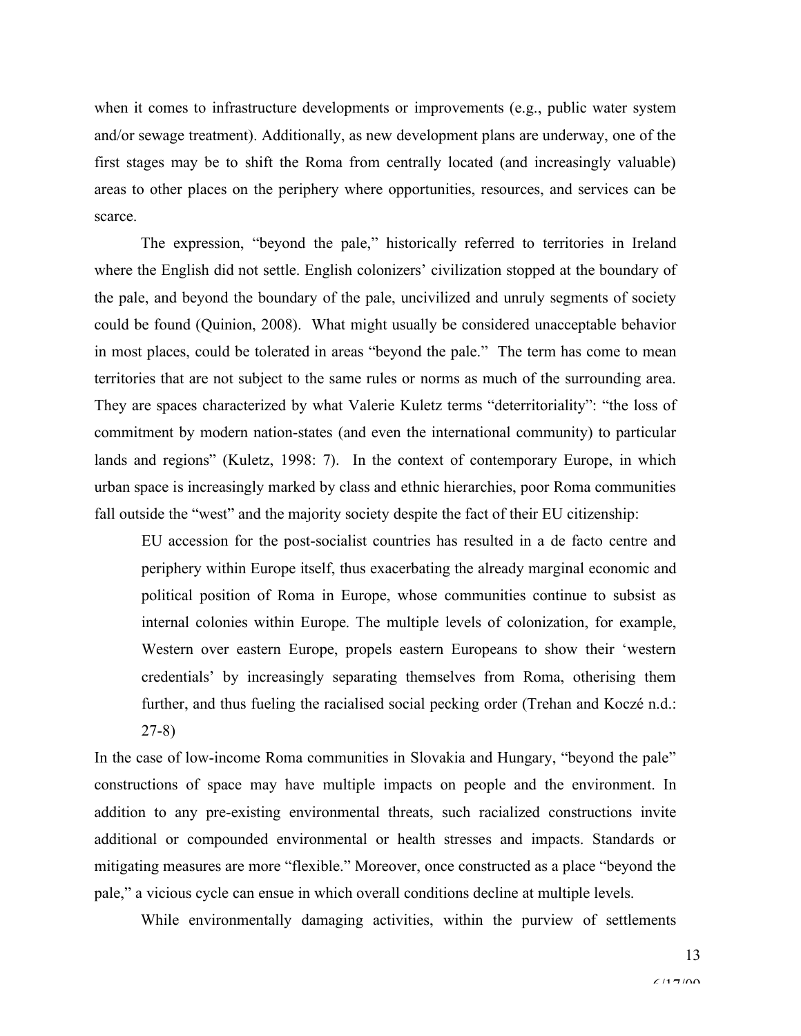when it comes to infrastructure developments or improvements (e.g., public water system and/or sewage treatment). Additionally, as new development plans are underway, one of the first stages may be to shift the Roma from centrally located (and increasingly valuable) areas to other places on the periphery where opportunities, resources, and services can be scarce.

The expression, "beyond the pale," historically referred to territories in Ireland where the English did not settle. English colonizers' civilization stopped at the boundary of the pale, and beyond the boundary of the pale, uncivilized and unruly segments of society could be found (Quinion, 2008). What might usually be considered unacceptable behavior in most places, could be tolerated in areas "beyond the pale." The term has come to mean territories that are not subject to the same rules or norms as much of the surrounding area. They are spaces characterized by what Valerie Kuletz terms "deterritoriality": "the loss of commitment by modern nation-states (and even the international community) to particular lands and regions" (Kuletz, 1998: 7). In the context of contemporary Europe, in which urban space is increasingly marked by class and ethnic hierarchies, poor Roma communities fall outside the "west" and the majority society despite the fact of their EU citizenship:

> EU accession for the post-socialist countries has resulted in a de facto centre and periphery within Europe itself, thus exacerbating the already marginal economic and political position of Roma in Europe, whose communities continue to subsist as internal colonies within Europe. The multiple levels of colonization, for example, Western over eastern Europe, propels eastern Europeans to show their 'western credentials' by increasingly separating themselves from Roma, otherising them further, and thus fueling the racialised social pecking order (Trehan and Koczé n.d.: 27-8)

In the case of low-income Roma communities in Slovakia and Hungary, "beyond the pale" constructions of space may have multiple impacts on people and the environment. In addition to any pre-existing environmental threats, such racialized constructions invite additional or compounded environmental or health stresses and impacts. Standards or mitigating measures are more "flexible." Moreover, once constructed as a place "beyond the pale," a vicious cycle can ensue in which overall conditions decline at multiple levels.

While environmentally damaging activities, within the purview of settlements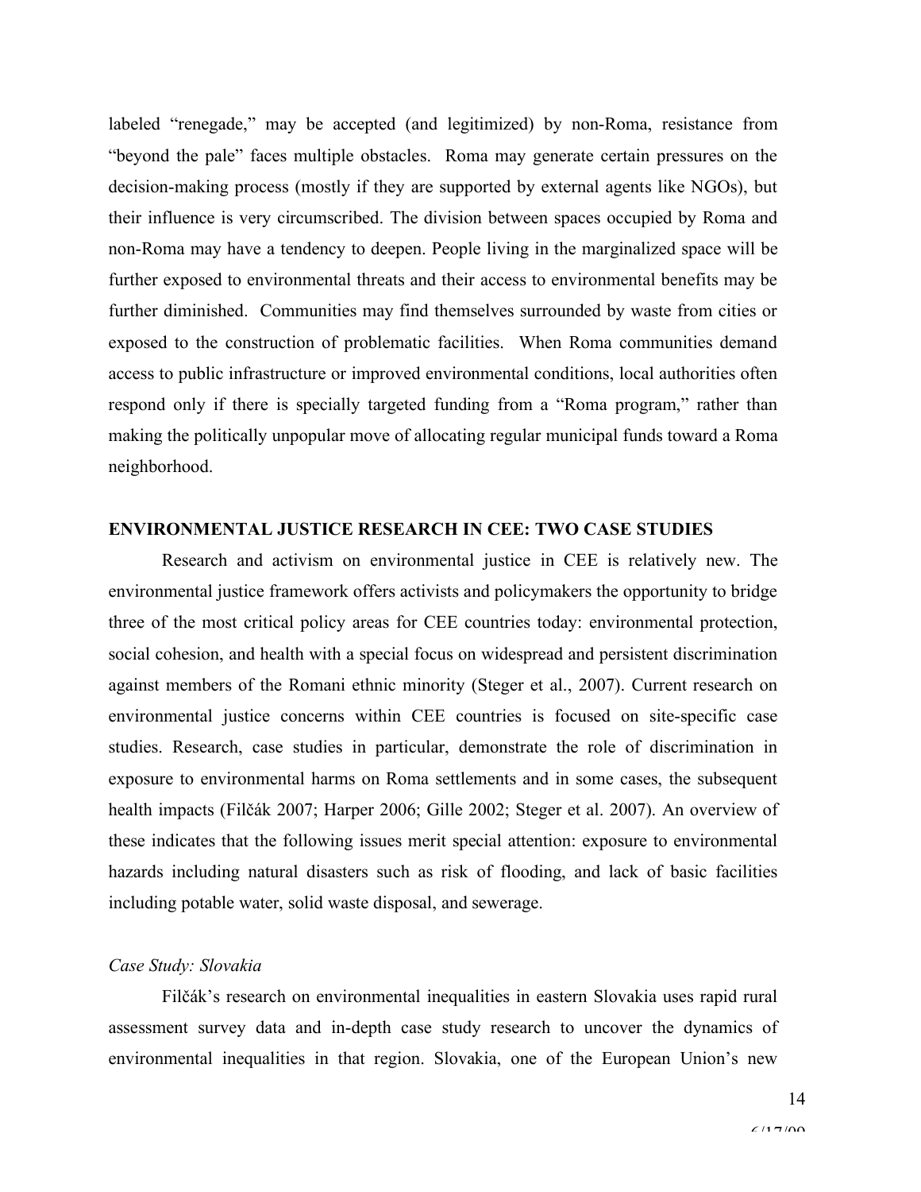labeled "renegade," may be accepted (and legitimized) by non-Roma, resistance from "beyond the pale" faces multiple obstacles. Roma may generate certain pressures on the decision-making process (mostly if they are supported by external agents like NGOs), but their influence is very circumscribed. The division between spaces occupied by Roma and non-Roma may have a tendency to deepen. People living in the marginalized space will be further exposed to environmental threats and their access to environmental benefits may be further diminished. Communities may find themselves surrounded by waste from cities or exposed to the construction of problematic facilities. When Roma communities demand access to public infrastructure or improved environmental conditions, local authorities often respond only if there is specially targeted funding from a "Roma program," rather than making the politically unpopular move of allocating regular municipal funds toward a Roma neighborhood.

## ENVIRONMENTAL JUSTICE RESEARCH IN CEE: TWO CASE STUDIES

Research and activism on environmental justice in CEE is relatively new. The environmental justice framework offers activists and policymakers the opportunity to bridge three of the most critical policy areas for CEE countries today: environmental protection, social cohesion, and health with a special focus on widespread and persistent discrimination against members of the Romani ethnic minority (Steger et al., 2007). Current research on environmental justice concerns within CEE countries is focused on site-specific case studies. Research, case studies in particular, demonstrate the role of discrimination in exposure to environmental harms on Roma settlements and in some cases, the subsequent health impacts (Filčák 2007; Harper 2006; Gille 2002; Steger et al. 2007). An overview of these indicates that the following issues merit special attention: exposure to environmental hazards including natural disasters such as risk of flooding, and lack of basic facilities including potable water, solid waste disposal, and sewerage.

### *Case Study: Slovakia*

Filčák's research on environmental inequalities in eastern Slovakia uses rapid rural assessment survey data and in-depth case study research to uncover the dynamics of environmental inequalities in that region. Slovakia, one of the European Union's new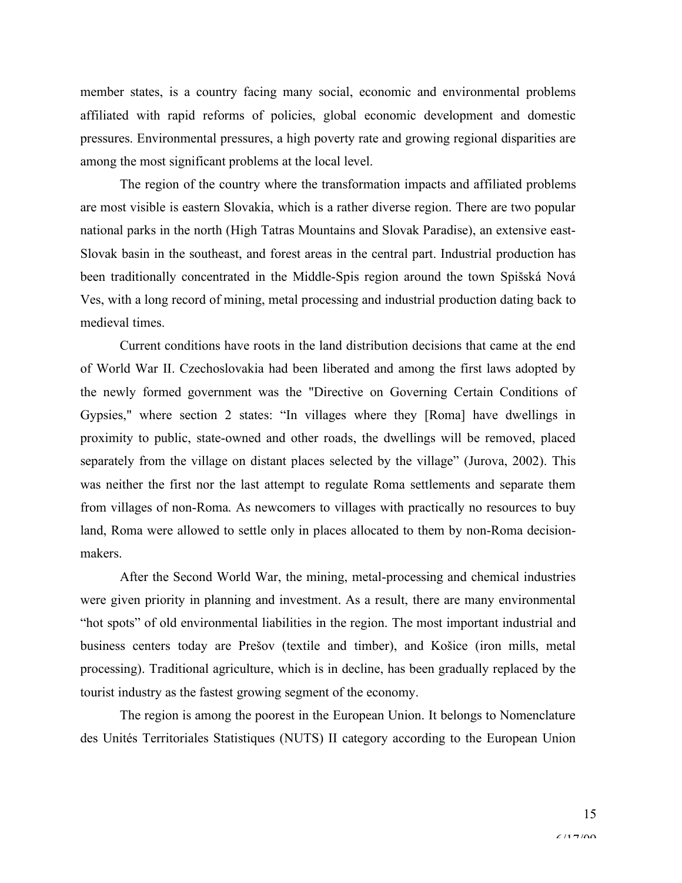member states, is a country facing many social, economic and environmental problems affiliated with rapid reforms of policies, global economic development and domestic pressures. Environmental pressures, a high poverty rate and growing regional disparities are among the most significant problems at the local level.

The region of the country where the transformation impacts and affiliated problems are most visible is eastern Slovakia, which is a rather diverse region. There are two popular national parks in the north (High Tatras Mountains and Slovak Paradise), an extensive east-Slovak basin in the southeast, and forest areas in the central part. Industrial production has been traditionally concentrated in the Middle-Spis region around the town Spišská Nová Ves, with a long record of mining, metal processing and industrial production dating back to medieval times.

Current conditions have roots in the land distribution decisions that came at the end of World War II. Czechoslovakia had been liberated and among the first laws adopted by the newly formed government was the "Directive on Governing Certain Conditions of Gypsies," where section 2 states: "In villages where they [Roma] have dwellings in proximity to public, state-owned and other roads, the dwellings will be removed, placed separately from the village on distant places selected by the village" (Jurova, 2002). This was neither the first nor the last attempt to regulate Roma settlements and separate them from villages of non-Roma. As newcomers to villages with practically no resources to buy land, Roma were allowed to settle only in places allocated to them by non-Roma decision-makers.

After the Second World War, the mining, metal-processing and chemical industries were given priority in planning and investment. As a result, there are many environmental "hot spots" of old environmental liabilities in the region. The most important industrial and business centers today are Prešov (textile and timber), and Košice (iron mills, metal processing). Traditional agriculture, which is in decline, has been gradually replaced by the tourist industry as the fastest growing segment of the economy.

The region is among the poorest in the European Union. It belongs to Nomenclature des Unités Territoriales Statistiques (NUTS) II category according to the European Union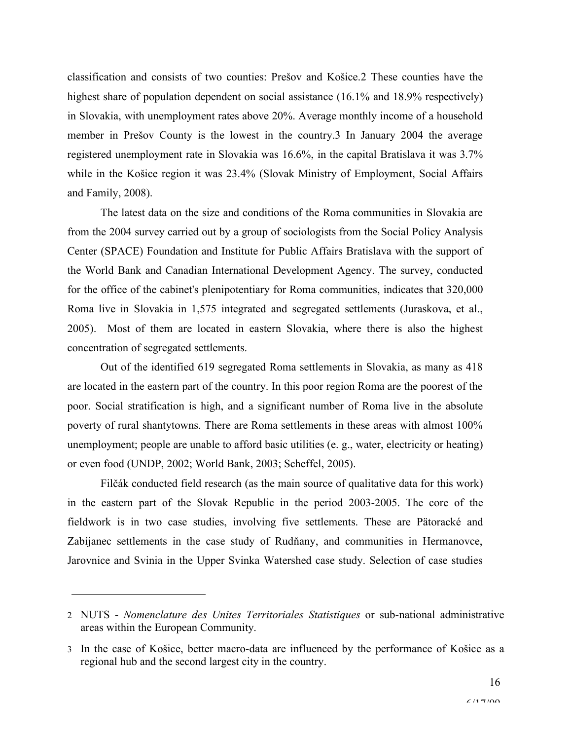classification and consists of two counties: Prešov and Košice.[2] These counties have the highest share of population dependent on social assistance (16.1% and 18.9% respectively) in Slovakia, with unemployment rates above 20%. Average monthly income of a household member in Prešov County is the lowest in the country.[3] In January 2004 the average registered unemployment rate in Slovakia was 16.6%, in the capital Bratislava it was 3.7% while in the Košice region it was 23.4% (Slovak Ministry of Employment, Social Affairs and Family, 2008).

The latest data on the size and conditions of the Roma communities in Slovakia are from the 2004 survey carried out by a group of sociologists from the Social Policy Analysis Center (SPACE) Foundation and Institute for Public Affairs Bratislava with the support of the World Bank and Canadian International Development Agency. The survey, conducted for the office of the cabinet's plenipotentiary for Roma communities, indicates that 320,000 Roma live in Slovakia in 1,575 integrated and segregated settlements (Juraskova, et al., 2005). Most of them are located in eastern Slovakia, where there is also the highest concentration of segregated settlements.

Out of the identified 619 segregated Roma settlements in Slovakia, as many as 418 are located in the eastern part of the country. In this poor region Roma are the poorest of the poor. Social stratification is high, and a significant number of Roma live in the absolute poverty of rural shantytowns. There are Roma settlements in these areas with almost 100% unemployment; people are unable to afford basic utilities (e. g., water, electricity or heating) or even food (UNDP, 2002; World Bank, 2003; Scheffel, 2005).

Filčák conducted field research (as the main source of qualitative data for this work) in the eastern part of the Slovak Republic in the period 2003-2005. The core of the fieldwork is in two case studies, involving five settlements. These are Pätoracké and Zabíjanec settlements in the case study of Rudňany, and communities in Hermanovce, Jarovnice and Svinia in the Upper Svinka Watershed case study. Selection of case studies

---

[2] NUTS - *Nomenclature des Unites Territoriales Statistiques* or sub-national administrative areas within the European Community.

[3] In the case of Košice, better macro-data are influenced by the performance of Košice as a regional hub and the second largest city in the country.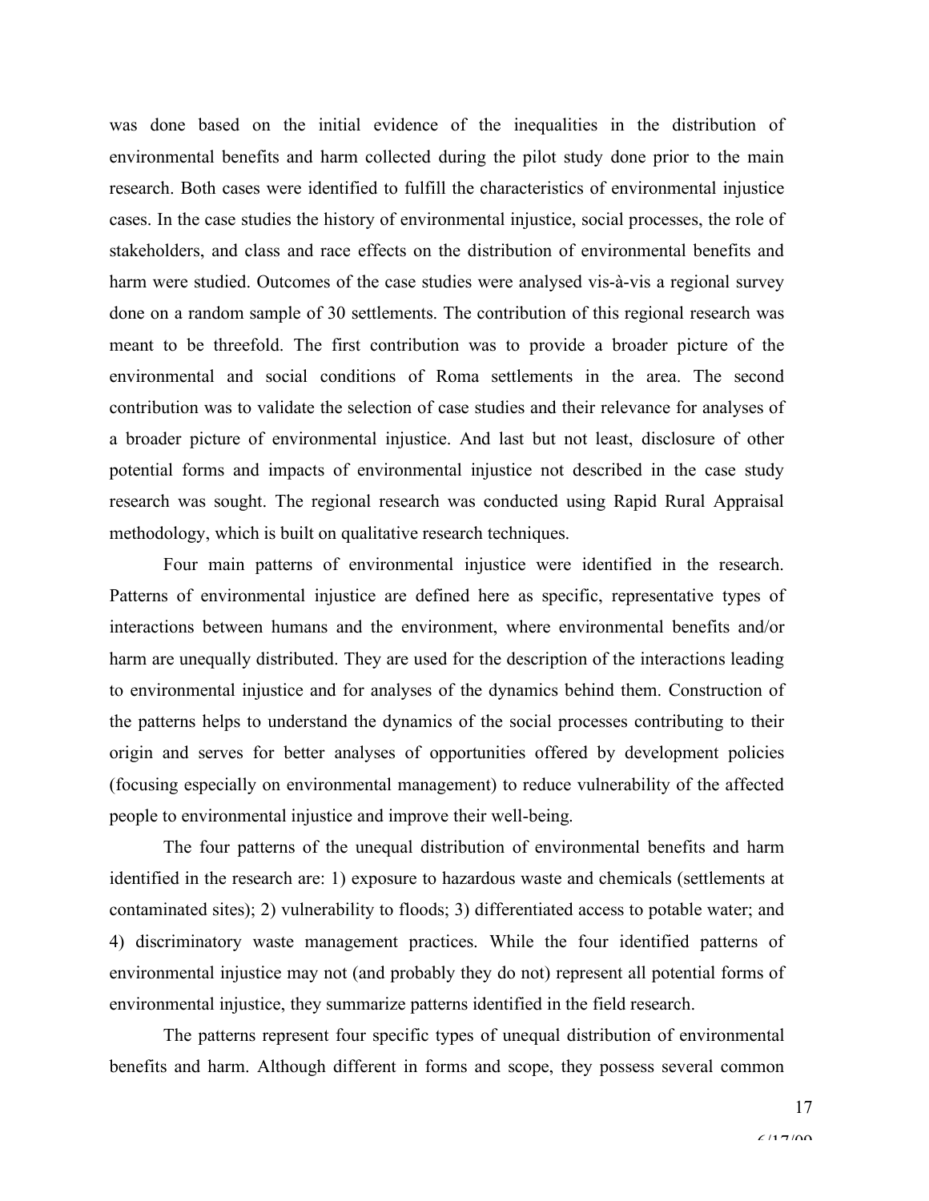was done based on the initial evidence of the inequalities in the distribution of environmental benefits and harm collected during the pilot study done prior to the main research. Both cases were identified to fulfill the characteristics of environmental injustice cases. In the case studies the history of environmental injustice, social processes, the role of stakeholders, and class and race effects on the distribution of environmental benefits and harm were studied. Outcomes of the case studies were analysed vis-à-vis a regional survey done on a random sample of 30 settlements. The contribution of this regional research was meant to be threefold. The first contribution was to provide a broader picture of the environmental and social conditions of Roma settlements in the area. The second contribution was to validate the selection of case studies and their relevance for analyses of a broader picture of environmental injustice. And last but not least, disclosure of other potential forms and impacts of environmental injustice not described in the case study research was sought. The regional research was conducted using Rapid Rural Appraisal methodology, which is built on qualitative research techniques.

Four main patterns of environmental injustice were identified in the research. Patterns of environmental injustice are defined here as specific, representative types of interactions between humans and the environment, where environmental benefits and/or harm are unequally distributed. They are used for the description of the interactions leading to environmental injustice and for analyses of the dynamics behind them. Construction of the patterns helps to understand the dynamics of the social processes contributing to their origin and serves for better analyses of opportunities offered by development policies (focusing especially on environmental management) to reduce vulnerability of the affected people to environmental injustice and improve their well-being.

The four patterns of the unequal distribution of environmental benefits and harm identified in the research are: 1) exposure to hazardous waste and chemicals (settlements at contaminated sites); 2) vulnerability to floods; 3) differentiated access to potable water; and 4) discriminatory waste management practices. While the four identified patterns of environmental injustice may not (and probably they do not) represent all potential forms of environmental injustice, they summarize patterns identified in the field research.

The patterns represent four specific types of unequal distribution of environmental benefits and harm. Although different in forms and scope, they possess several common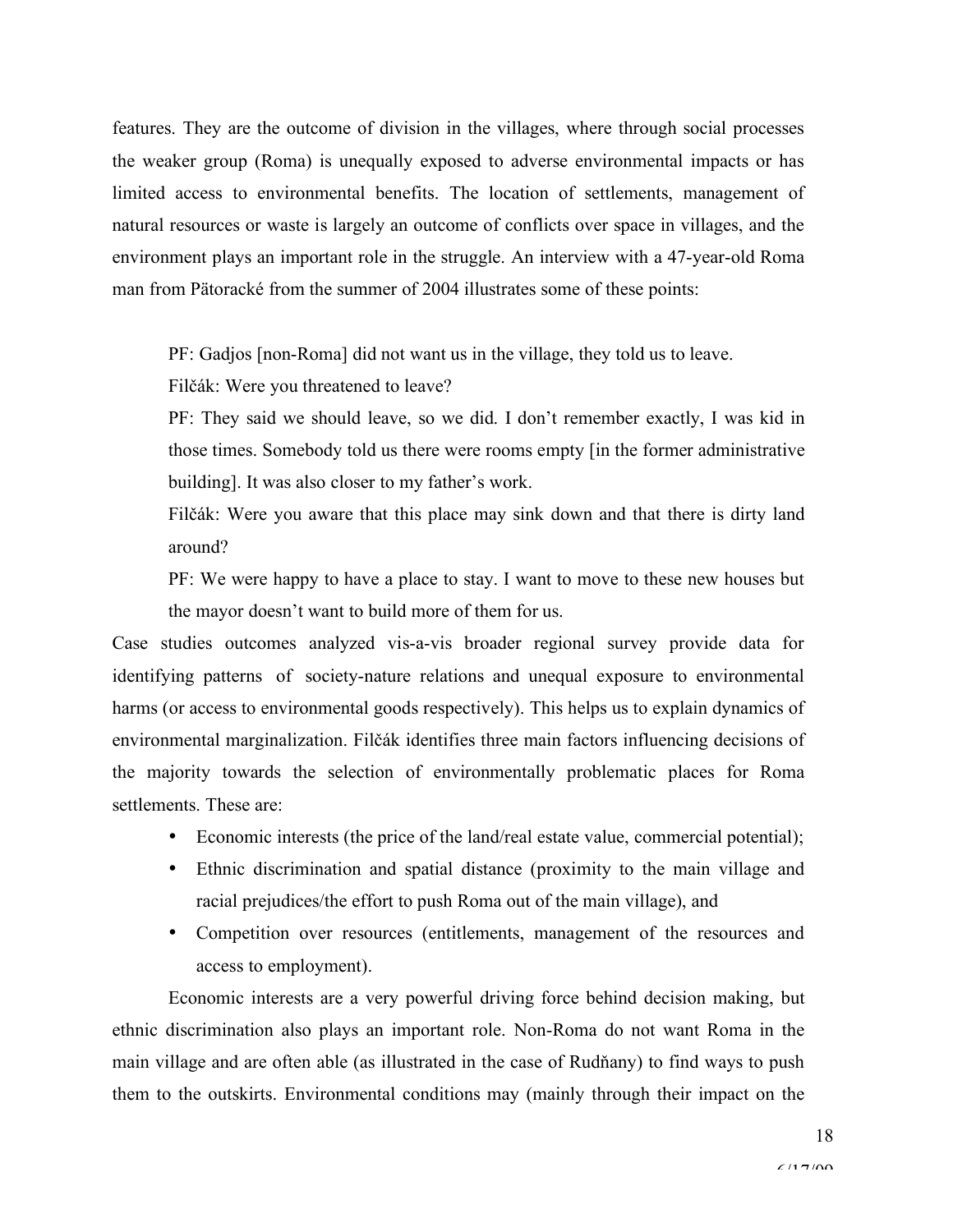features. They are the outcome of division in the villages, where through social processes the weaker group (Roma) is unequally exposed to adverse environmental impacts or has limited access to environmental benefits. The location of settlements, management of natural resources or waste is largely an outcome of conflicts over space in villages, and the environment plays an important role in the struggle. An interview with a 47-year-old Roma man from Pätoracké from the summer of 2004 illustrates some of these points:

> PF: Gadjos [non-Roma] did not want us in the village, they told us to leave.
>
> Filčák: Were you threatened to leave?
>
> PF: They said we should leave, so we did. I don't remember exactly, I was kid in those times. Somebody told us there were rooms empty [in the former administrative building]. It was also closer to my father's work.
>
> Filčák: Were you aware that this place may sink down and that there is dirty land around?
>
> PF: We were happy to have a place to stay. I want to move to these new houses but the mayor doesn't want to build more of them for us.

Case studies outcomes analyzed vis-a-vis broader regional survey provide data for identifying patterns of society-nature relations and unequal exposure to environmental harms (or access to environmental goods respectively). This helps us to explain dynamics of environmental marginalization. Filčák identifies three main factors influencing decisions of the majority towards the selection of environmentally problematic places for Roma settlements. These are:

- Economic interests (the price of the land/real estate value, commercial potential);
- Ethnic discrimination and spatial distance (proximity to the main village and racial prejudices/the effort to push Roma out of the main village), and
- Competition over resources (entitlements, management of the resources and access to employment).

Economic interests are a very powerful driving force behind decision making, but ethnic discrimination also plays an important role. Non-Roma do not want Roma in the main village and are often able (as illustrated in the case of Rudňany) to find ways to push them to the outskirts. Environmental conditions may (mainly through their impact on the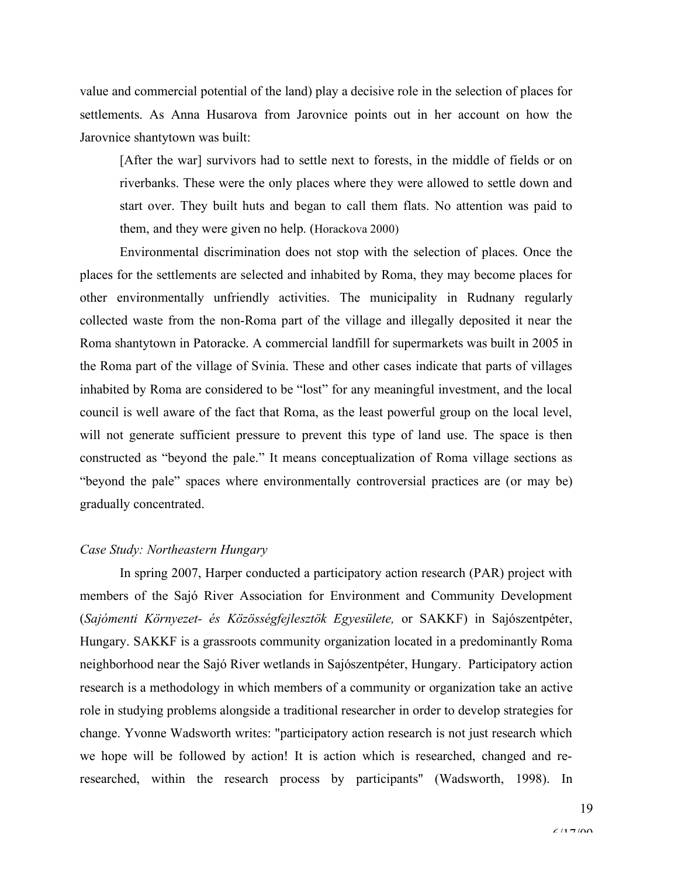value and commercial potential of the land) play a decisive role in the selection of places for settlements. As Anna Husarova from Jarovnice points out in her account on how the Jarovnice shantytown was built:

> [After the war] survivors had to settle next to forests, in the middle of fields or on riverbanks. These were the only places where they were allowed to settle down and start over. They built huts and began to call them flats. No attention was paid to them, and they were given no help. (Horackova 2000)

Environmental discrimination does not stop with the selection of places. Once the places for the settlements are selected and inhabited by Roma, they may become places for other environmentally unfriendly activities. The municipality in Rudnany regularly collected waste from the non-Roma part of the village and illegally deposited it near the Roma shantytown in Patoracke. A commercial landfill for supermarkets was built in 2005 in the Roma part of the village of Svinia. These and other cases indicate that parts of villages inhabited by Roma are considered to be "lost" for any meaningful investment, and the local council is well aware of the fact that Roma, as the least powerful group on the local level, will not generate sufficient pressure to prevent this type of land use. The space is then constructed as "beyond the pale." It means conceptualization of Roma village sections as "beyond the pale" spaces where environmentally controversial practices are (or may be) gradually concentrated.

*Case Study: Northeastern Hungary*

In spring 2007, Harper conducted a participatory action research (PAR) project with members of the Sajó River Association for Environment and Community Development (*Sajómenti Környezet- és Közösségfejlesztök Egyesülete,* or SAKKF) in Sajószentpéter, Hungary. SAKKF is a grassroots community organization located in a predominantly Roma neighborhood near the Sajó River wetlands in Sajószentpéter, Hungary. Participatory action research is a methodology in which members of a community or organization take an active role in studying problems alongside a traditional researcher in order to develop strategies for change. Yvonne Wadsworth writes: "participatory action research is not just research which we hope will be followed by action! It is action which is researched, changed and re-researched, within the research process by participants" (Wadsworth, 1998). In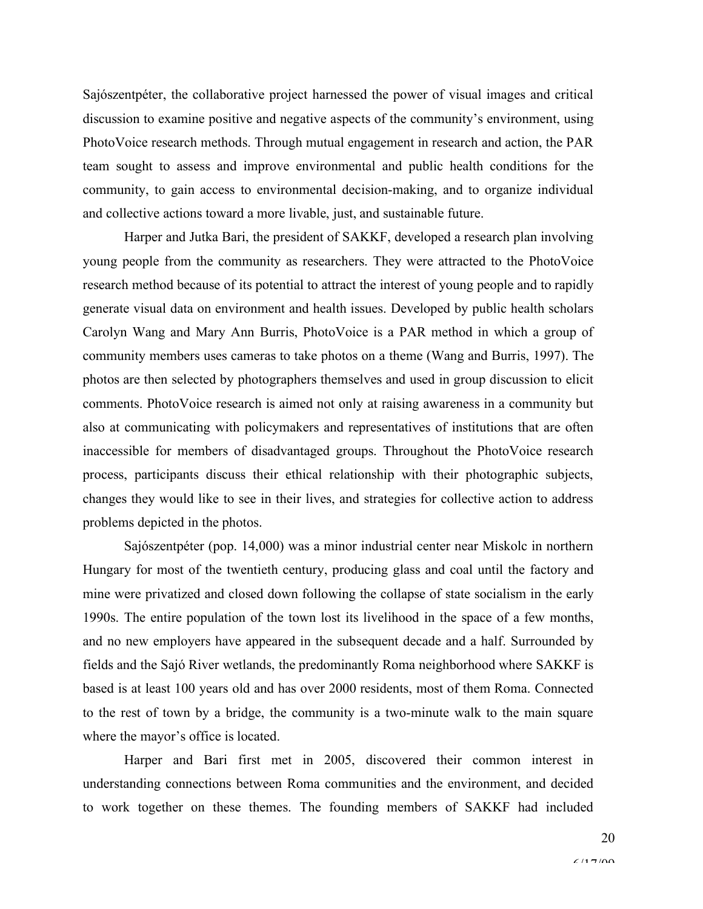Sajószentpéter, the collaborative project harnessed the power of visual images and critical discussion to examine positive and negative aspects of the community's environment, using PhotoVoice research methods. Through mutual engagement in research and action, the PAR team sought to assess and improve environmental and public health conditions for the community, to gain access to environmental decision-making, and to organize individual and collective actions toward a more livable, just, and sustainable future.

Harper and Jutka Bari, the president of SAKKF, developed a research plan involving young people from the community as researchers. They were attracted to the PhotoVoice research method because of its potential to attract the interest of young people and to rapidly generate visual data on environment and health issues. Developed by public health scholars Carolyn Wang and Mary Ann Burris, PhotoVoice is a PAR method in which a group of community members uses cameras to take photos on a theme (Wang and Burris, 1997). The photos are then selected by photographers themselves and used in group discussion to elicit comments. PhotoVoice research is aimed not only at raising awareness in a community but also at communicating with policymakers and representatives of institutions that are often inaccessible for members of disadvantaged groups. Throughout the PhotoVoice research process, participants discuss their ethical relationship with their photographic subjects, changes they would like to see in their lives, and strategies for collective action to address problems depicted in the photos.

Sajószentpéter (pop. 14,000) was a minor industrial center near Miskolc in northern Hungary for most of the twentieth century, producing glass and coal until the factory and mine were privatized and closed down following the collapse of state socialism in the early 1990s. The entire population of the town lost its livelihood in the space of a few months, and no new employers have appeared in the subsequent decade and a half. Surrounded by fields and the Sajó River wetlands, the predominantly Roma neighborhood where SAKKF is based is at least 100 years old and has over 2000 residents, most of them Roma. Connected to the rest of town by a bridge, the community is a two-minute walk to the main square where the mayor's office is located.

Harper and Bari first met in 2005, discovered their common interest in understanding connections between Roma communities and the environment, and decided to work together on these themes. The founding members of SAKKF had included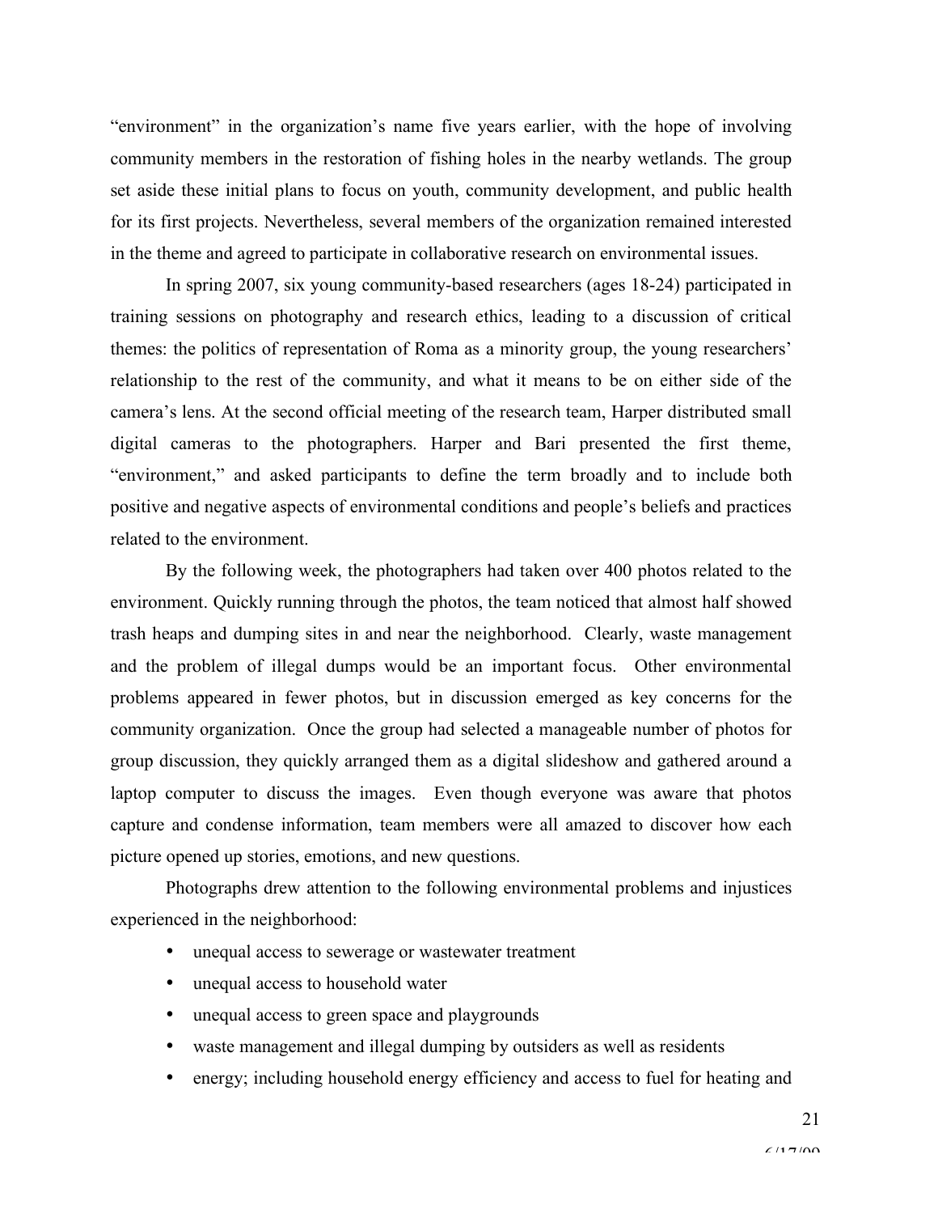"environment" in the organization's name five years earlier, with the hope of involving community members in the restoration of fishing holes in the nearby wetlands. The group set aside these initial plans to focus on youth, community development, and public health for its first projects. Nevertheless, several members of the organization remained interested in the theme and agreed to participate in collaborative research on environmental issues.

In spring 2007, six young community-based researchers (ages 18-24) participated in training sessions on photography and research ethics, leading to a discussion of critical themes: the politics of representation of Roma as a minority group, the young researchers' relationship to the rest of the community, and what it means to be on either side of the camera's lens. At the second official meeting of the research team, Harper distributed small digital cameras to the photographers. Harper and Bari presented the first theme, "environment," and asked participants to define the term broadly and to include both positive and negative aspects of environmental conditions and people's beliefs and practices related to the environment.

By the following week, the photographers had taken over 400 photos related to the environment. Quickly running through the photos, the team noticed that almost half showed trash heaps and dumping sites in and near the neighborhood. Clearly, waste management and the problem of illegal dumps would be an important focus. Other environmental problems appeared in fewer photos, but in discussion emerged as key concerns for the community organization. Once the group had selected a manageable number of photos for group discussion, they quickly arranged them as a digital slideshow and gathered around a laptop computer to discuss the images. Even though everyone was aware that photos capture and condense information, team members were all amazed to discover how each picture opened up stories, emotions, and new questions.

Photographs drew attention to the following environmental problems and injustices experienced in the neighborhood:

- unequal access to sewerage or wastewater treatment
- unequal access to household water
- unequal access to green space and playgrounds
- waste management and illegal dumping by outsiders as well as residents
- energy; including household energy efficiency and access to fuel for heating and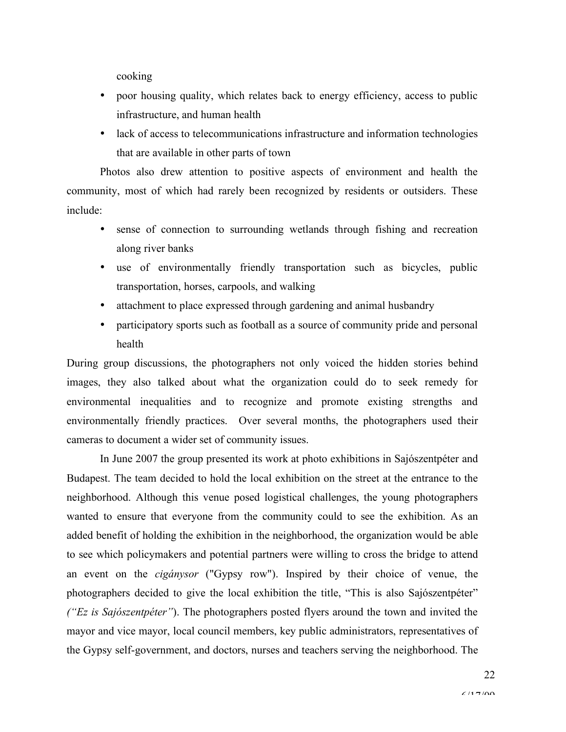cooking

- poor housing quality, which relates back to energy efficiency, access to public infrastructure, and human health
- lack of access to telecommunications infrastructure and information technologies that are available in other parts of town

Photos also drew attention to positive aspects of environment and health the community, most of which had rarely been recognized by residents or outsiders. These include:

- sense of connection to surrounding wetlands through fishing and recreation along river banks
- use of environmentally friendly transportation such as bicycles, public transportation, horses, carpools, and walking
- attachment to place expressed through gardening and animal husbandry
- participatory sports such as football as a source of community pride and personal health

During group discussions, the photographers not only voiced the hidden stories behind images, they also talked about what the organization could do to seek remedy for environmental inequalities and to recognize and promote existing strengths and environmentally friendly practices. Over several months, the photographers used their cameras to document a wider set of community issues.

In June 2007 the group presented its work at photo exhibitions in Sajószentpéter and Budapest. The team decided to hold the local exhibition on the street at the entrance to the neighborhood. Although this venue posed logistical challenges, the young photographers wanted to ensure that everyone from the community could to see the exhibition. As an added benefit of holding the exhibition in the neighborhood, the organization would be able to see which policymakers and potential partners were willing to cross the bridge to attend an event on the *cigánysor* ("Gypsy row"). Inspired by their choice of venue, the photographers decided to give the local exhibition the title, "This is also Sajószentpéter" *("Ez is Sajószentpéter")*. The photographers posted flyers around the town and invited the mayor and vice mayor, local council members, key public administrators, representatives of the Gypsy self-government, and doctors, nurses and teachers serving the neighborhood. The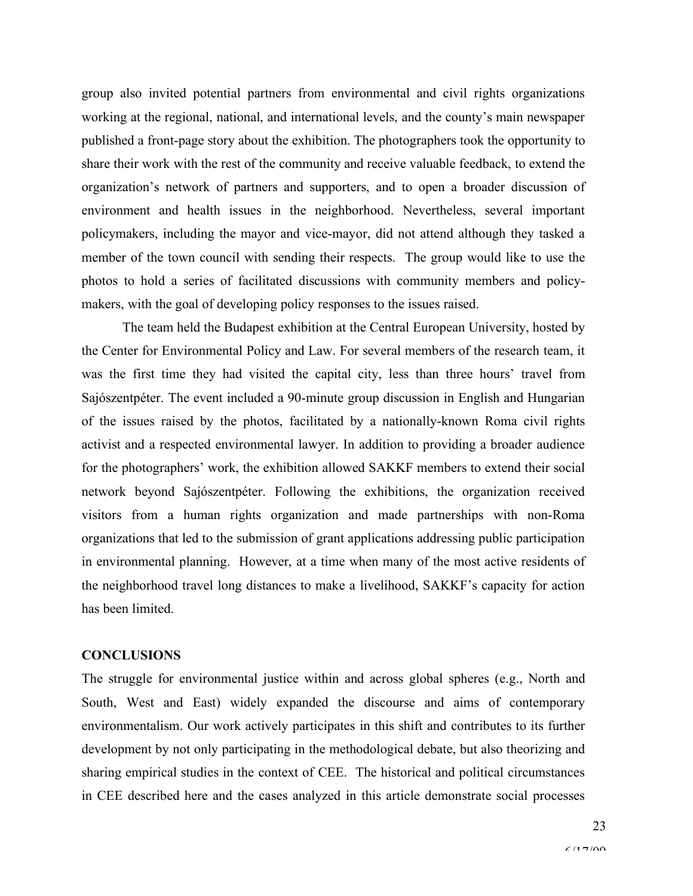group also invited potential partners from environmental and civil rights organizations working at the regional, national, and international levels, and the county's main newspaper published a front-page story about the exhibition. The photographers took the opportunity to share their work with the rest of the community and receive valuable feedback, to extend the organization's network of partners and supporters, and to open a broader discussion of environment and health issues in the neighborhood. Nevertheless, several important policymakers, including the mayor and vice-mayor, did not attend although they tasked a member of the town council with sending their respects. The group would like to use the photos to hold a series of facilitated discussions with community members and policy-makers, with the goal of developing policy responses to the issues raised.

The team held the Budapest exhibition at the Central European University, hosted by the Center for Environmental Policy and Law. For several members of the research team, it was the first time they had visited the capital city, less than three hours' travel from Sajószentpéter. The event included a 90-minute group discussion in English and Hungarian of the issues raised by the photos, facilitated by a nationally-known Roma civil rights activist and a respected environmental lawyer. In addition to providing a broader audience for the photographers' work, the exhibition allowed SAKKF members to extend their social network beyond Sajószentpéter. Following the exhibitions, the organization received visitors from a human rights organization and made partnerships with non-Roma organizations that led to the submission of grant applications addressing public participation in environmental planning. However, at a time when many of the most active residents of the neighborhood travel long distances to make a livelihood, SAKKF's capacity for action has been limited.

## CONCLUSIONS

The struggle for environmental justice within and across global spheres (e.g., North and South, West and East) widely expanded the discourse and aims of contemporary environmentalism. Our work actively participates in this shift and contributes to its further development by not only participating in the methodological debate, but also theorizing and sharing empirical studies in the context of CEE. The historical and political circumstances in CEE described here and the cases analyzed in this article demonstrate social processes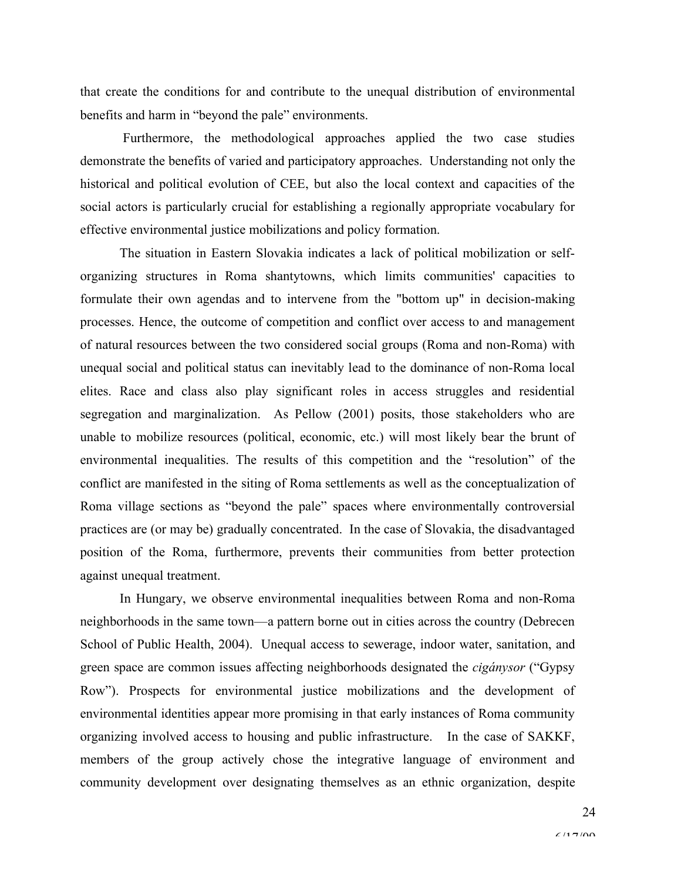that create the conditions for and contribute to the unequal distribution of environmental benefits and harm in "beyond the pale" environments.

Furthermore, the methodological approaches applied the two case studies demonstrate the benefits of varied and participatory approaches. Understanding not only the historical and political evolution of CEE, but also the local context and capacities of the social actors is particularly crucial for establishing a regionally appropriate vocabulary for effective environmental justice mobilizations and policy formation.

The situation in Eastern Slovakia indicates a lack of political mobilization or self-organizing structures in Roma shantytowns, which limits communities' capacities to formulate their own agendas and to intervene from the "bottom up" in decision-making processes. Hence, the outcome of competition and conflict over access to and management of natural resources between the two considered social groups (Roma and non-Roma) with unequal social and political status can inevitably lead to the dominance of non-Roma local elites. Race and class also play significant roles in access struggles and residential segregation and marginalization. As Pellow (2001) posits, those stakeholders who are unable to mobilize resources (political, economic, etc.) will most likely bear the brunt of environmental inequalities. The results of this competition and the "resolution" of the conflict are manifested in the siting of Roma settlements as well as the conceptualization of Roma village sections as "beyond the pale" spaces where environmentally controversial practices are (or may be) gradually concentrated. In the case of Slovakia, the disadvantaged position of the Roma, furthermore, prevents their communities from better protection against unequal treatment.

In Hungary, we observe environmental inequalities between Roma and non-Roma neighborhoods in the same town—a pattern borne out in cities across the country (Debrecen School of Public Health, 2004). Unequal access to sewerage, indoor water, sanitation, and green space are common issues affecting neighborhoods designated the *cigánysor* ("Gypsy Row"). Prospects for environmental justice mobilizations and the development of environmental identities appear more promising in that early instances of Roma community organizing involved access to housing and public infrastructure. In the case of SAKKF, members of the group actively chose the integrative language of environment and community development over designating themselves as an ethnic organization, despite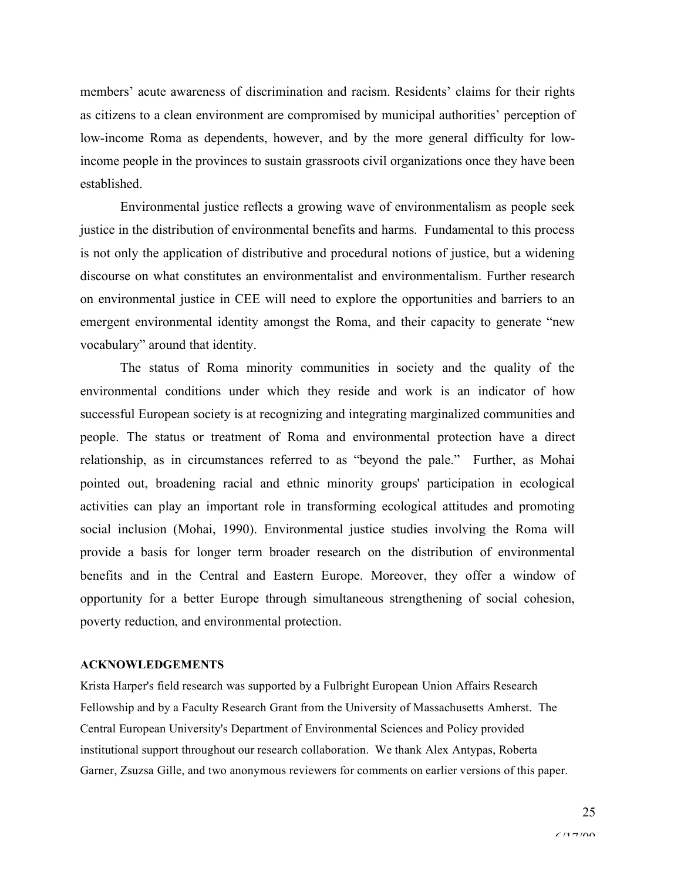members' acute awareness of discrimination and racism. Residents' claims for their rights as citizens to a clean environment are compromised by municipal authorities' perception of low-income Roma as dependents, however, and by the more general difficulty for low-income people in the provinces to sustain grassroots civil organizations once they have been established.

Environmental justice reflects a growing wave of environmentalism as people seek justice in the distribution of environmental benefits and harms. Fundamental to this process is not only the application of distributive and procedural notions of justice, but a widening discourse on what constitutes an environmentalist and environmentalism. Further research on environmental justice in CEE will need to explore the opportunities and barriers to an emergent environmental identity amongst the Roma, and their capacity to generate "new vocabulary" around that identity.

The status of Roma minority communities in society and the quality of the environmental conditions under which they reside and work is an indicator of how successful European society is at recognizing and integrating marginalized communities and people. The status or treatment of Roma and environmental protection have a direct relationship, as in circumstances referred to as "beyond the pale." Further, as Mohai pointed out, broadening racial and ethnic minority groups' participation in ecological activities can play an important role in transforming ecological attitudes and promoting social inclusion (Mohai, 1990). Environmental justice studies involving the Roma will provide a basis for longer term broader research on the distribution of environmental benefits and in the Central and Eastern Europe. Moreover, they offer a window of opportunity for a better Europe through simultaneous strengthening of social cohesion, poverty reduction, and environmental protection.

**ACKNOWLEDGEMENTS**

Krista Harper's field research was supported by a Fulbright European Union Affairs Research Fellowship and by a Faculty Research Grant from the University of Massachusetts Amherst. The Central European University's Department of Environmental Sciences and Policy provided institutional support throughout our research collaboration. We thank Alex Antypas, Roberta Garner, Zsuzsa Gille, and two anonymous reviewers for comments on earlier versions of this paper.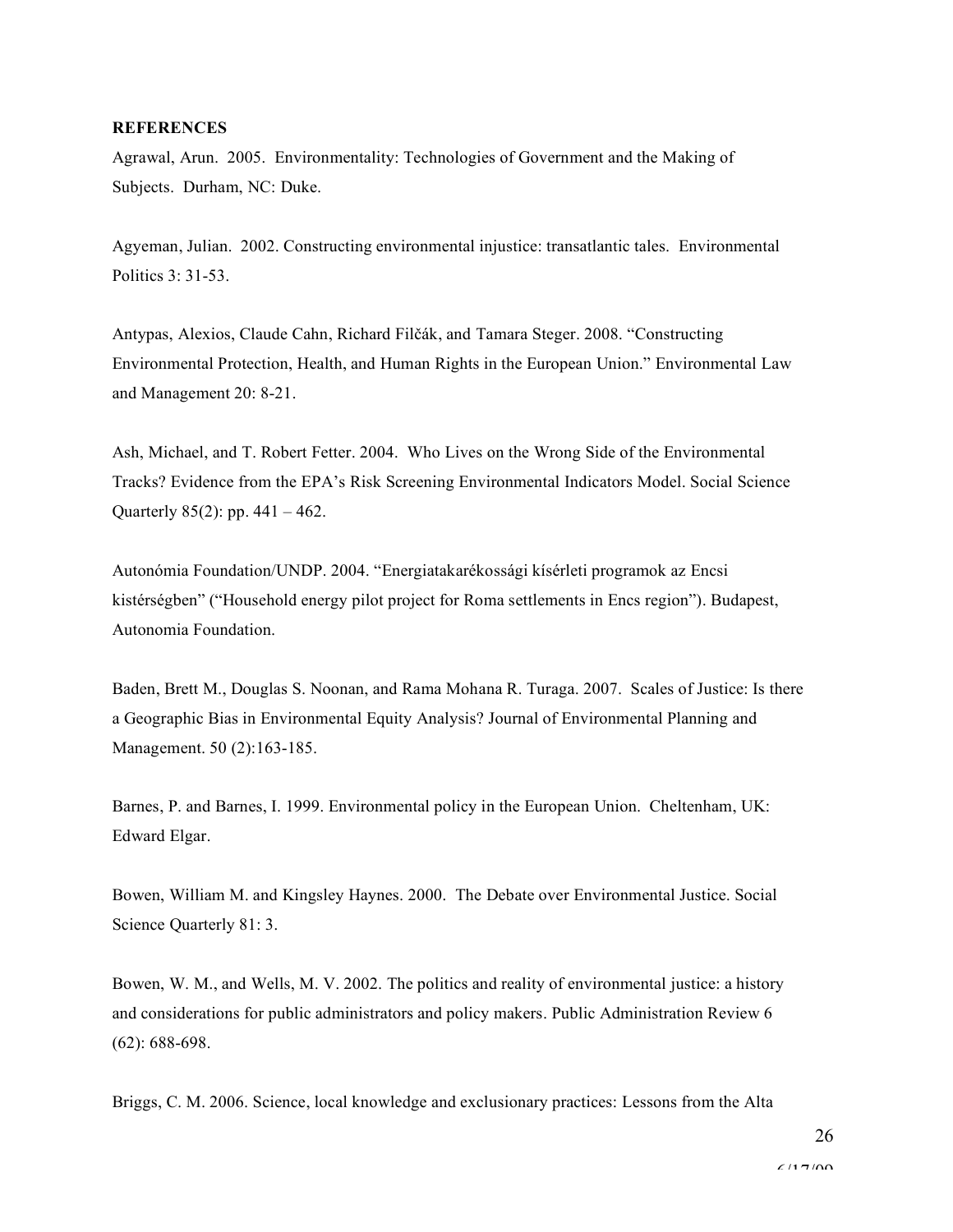**REFERENCES**

Agrawal, Arun. 2005. Environmentality: Technologies of Government and the Making of Subjects. Durham, NC: Duke.

Agyeman, Julian. 2002. Constructing environmental injustice: transatlantic tales. Environmental Politics 3: 31-53.

Antypas, Alexios, Claude Cahn, Richard Filčák, and Tamara Steger. 2008. "Constructing Environmental Protection, Health, and Human Rights in the European Union." Environmental Law and Management 20: 8-21.

Ash, Michael, and T. Robert Fetter. 2004. Who Lives on the Wrong Side of the Environmental Tracks? Evidence from the EPA's Risk Screening Environmental Indicators Model. Social Science Quarterly 85(2): pp. 441 – 462.

Autonómia Foundation/UNDP. 2004. "Energiatakarékossági kísérleti programok az Encsi kistérségben" ("Household energy pilot project for Roma settlements in Encs region"). Budapest, Autonomia Foundation.

Baden, Brett M., Douglas S. Noonan, and Rama Mohana R. Turaga. 2007. Scales of Justice: Is there a Geographic Bias in Environmental Equity Analysis? Journal of Environmental Planning and Management. 50 (2):163-185.

Barnes, P. and Barnes, I. 1999. Environmental policy in the European Union. Cheltenham, UK: Edward Elgar.

Bowen, William M. and Kingsley Haynes. 2000. The Debate over Environmental Justice. Social Science Quarterly 81: 3.

Bowen, W. M., and Wells, M. V. 2002. The politics and reality of environmental justice: a history and considerations for public administrators and policy makers. Public Administration Review 6 (62): 688-698.

Briggs, C. M. 2006. Science, local knowledge and exclusionary practices: Lessons from the Alta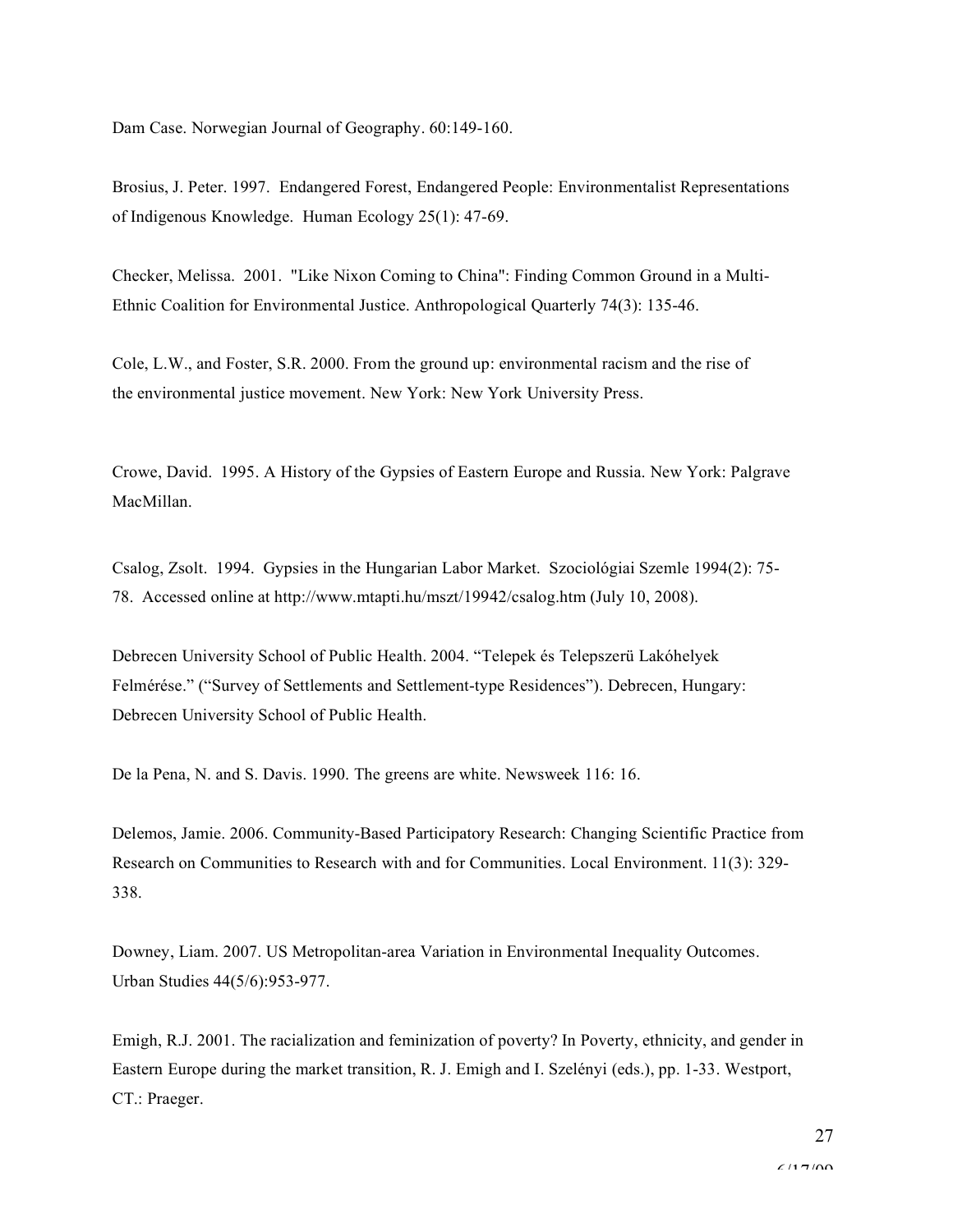Dam Case. Norwegian Journal of Geography. 60:149-160.

Brosius, J. Peter. 1997. Endangered Forest, Endangered People: Environmentalist Representations of Indigenous Knowledge. Human Ecology 25(1): 47-69.

Checker, Melissa. 2001. "Like Nixon Coming to China": Finding Common Ground in a Multi-Ethnic Coalition for Environmental Justice. Anthropological Quarterly 74(3): 135-46.

Cole, L.W., and Foster, S.R. 2000. From the ground up: environmental racism and the rise of the environmental justice movement. New York: New York University Press.

Crowe, David. 1995. A History of the Gypsies of Eastern Europe and Russia. New York: Palgrave MacMillan.

Csalog, Zsolt. 1994. Gypsies in the Hungarian Labor Market. Szociológiai Szemle 1994(2): 75-78. Accessed online at http://www.mtapti.hu/mszt/19942/csalog.htm (July 10, 2008).

Debrecen University School of Public Health. 2004. "Telepek és Telepszerü Lakóhelyek Felmérése." ("Survey of Settlements and Settlement-type Residences"). Debrecen, Hungary: Debrecen University School of Public Health.

De la Pena, N. and S. Davis. 1990. The greens are white. Newsweek 116: 16.

Delemos, Jamie. 2006. Community-Based Participatory Research: Changing Scientific Practice from Research on Communities to Research with and for Communities. Local Environment. 11(3): 329-338.

Downey, Liam. 2007. US Metropolitan-area Variation in Environmental Inequality Outcomes. Urban Studies 44(5/6):953-977.

Emigh, R.J. 2001. The racialization and feminization of poverty? In Poverty, ethnicity, and gender in Eastern Europe during the market transition, R. J. Emigh and I. Szelényi (eds.), pp. 1-33. Westport, CT.: Praeger.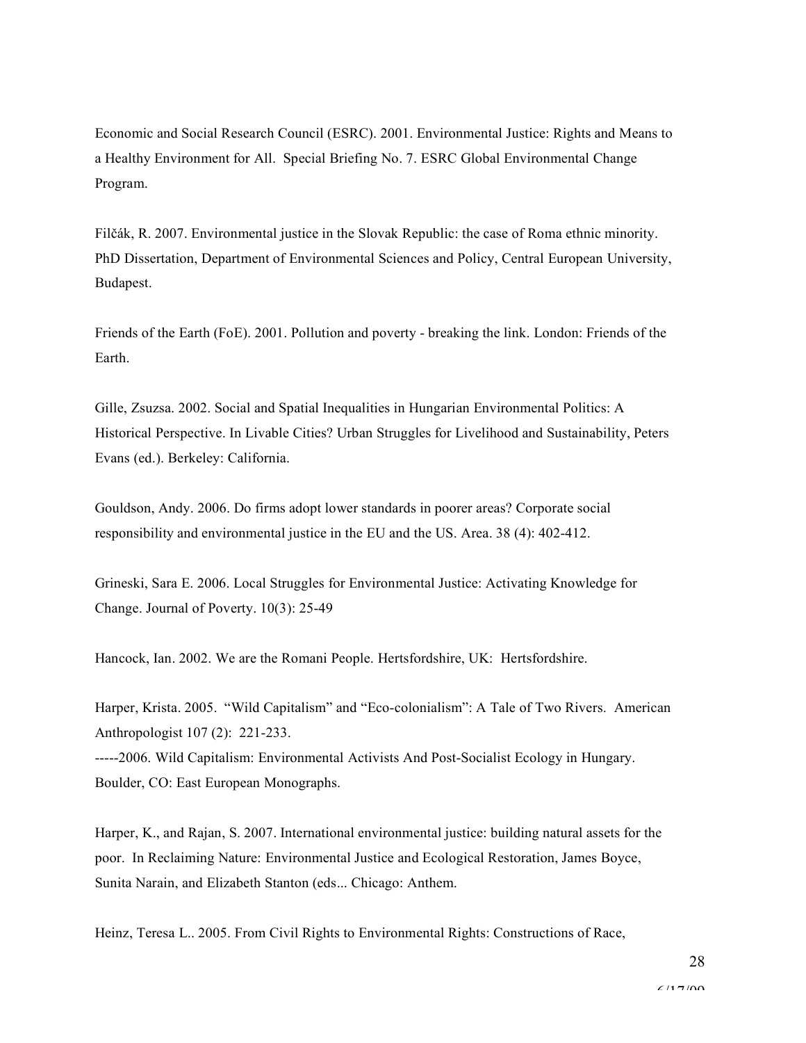Economic and Social Research Council (ESRC). 2001. Environmental Justice: Rights and Means to a Healthy Environment for All. Special Briefing No. 7. ESRC Global Environmental Change Program.

Filčák, R. 2007. Environmental justice in the Slovak Republic: the case of Roma ethnic minority. PhD Dissertation, Department of Environmental Sciences and Policy, Central European University, Budapest.

Friends of the Earth (FoE). 2001. Pollution and poverty - breaking the link. London: Friends of the Earth.

Gille, Zsuzsa. 2002. Social and Spatial Inequalities in Hungarian Environmental Politics: A Historical Perspective. In Livable Cities? Urban Struggles for Livelihood and Sustainability, Peters Evans (ed.). Berkeley: California.

Gouldson, Andy. 2006. Do firms adopt lower standards in poorer areas? Corporate social responsibility and environmental justice in the EU and the US. Area. 38 (4): 402-412.

Grineski, Sara E. 2006. Local Struggles for Environmental Justice: Activating Knowledge for Change. Journal of Poverty. 10(3): 25-49

Hancock, Ian. 2002. We are the Romani People. Hertsfordshire, UK: Hertsfordshire.

Harper, Krista. 2005. "Wild Capitalism" and "Eco-colonialism": A Tale of Two Rivers. American Anthropologist 107 (2): 221-233.
-----2006. Wild Capitalism: Environmental Activists And Post-Socialist Ecology in Hungary. Boulder, CO: East European Monographs.

Harper, K., and Rajan, S. 2007. International environmental justice: building natural assets for the poor. In Reclaiming Nature: Environmental Justice and Ecological Restoration, James Boyce, Sunita Narain, and Elizabeth Stanton (eds... Chicago: Anthem.

Heinz, Teresa L.. 2005. From Civil Rights to Environmental Rights: Constructions of Race,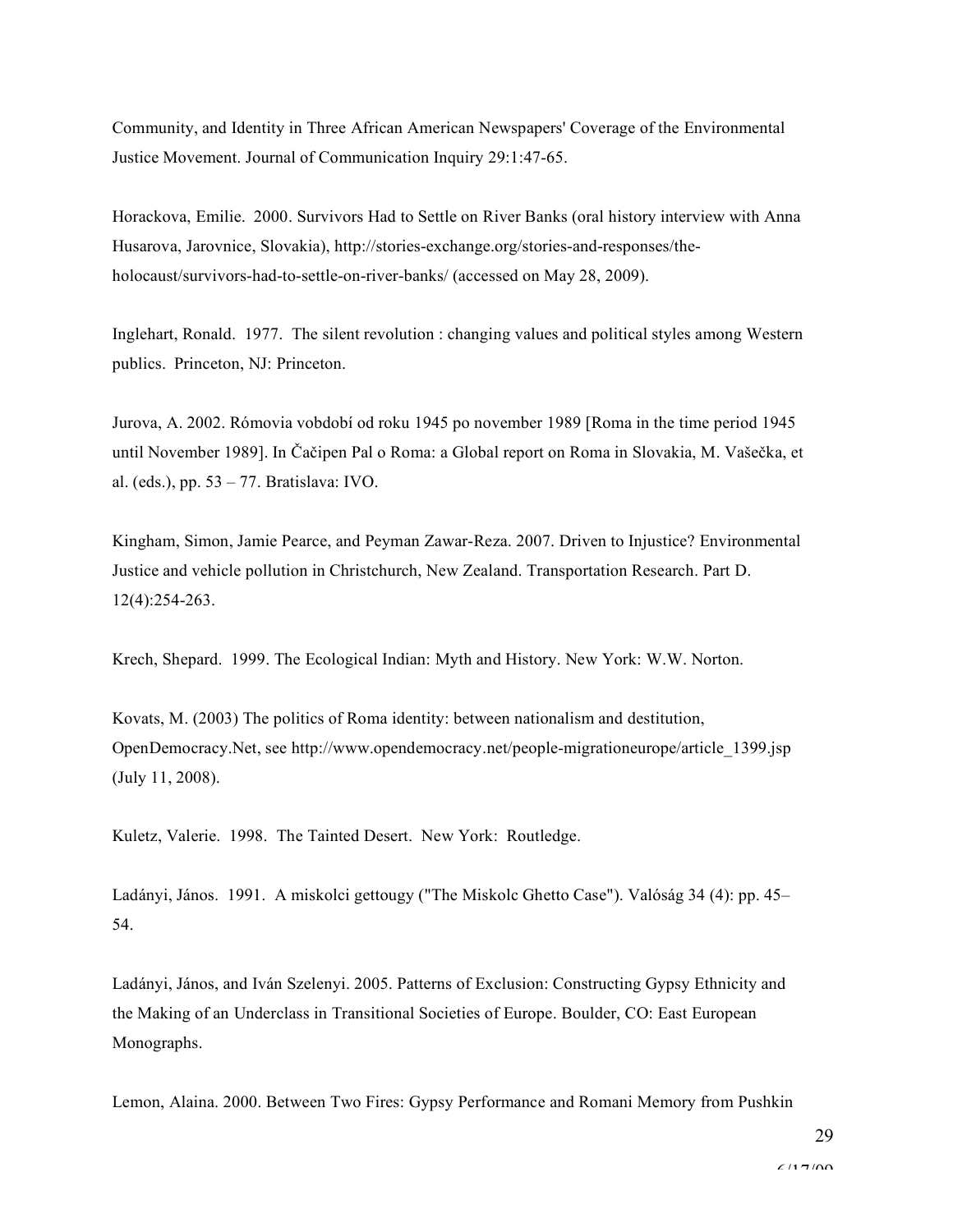Community, and Identity in Three African American Newspapers' Coverage of the Environmental Justice Movement. Journal of Communication Inquiry 29:1:47-65.

Horackova, Emilie. 2000. Survivors Had to Settle on River Banks (oral history interview with Anna Husarova, Jarovnice, Slovakia), http://stories-exchange.org/stories-and-responses/the-holocaust/survivors-had-to-settle-on-river-banks/ (accessed on May 28, 2009).

Inglehart, Ronald. 1977. The silent revolution : changing values and political styles among Western publics. Princeton, NJ: Princeton.

Jurova, A. 2002. Rómovia vobdobí od roku 1945 po november 1989 [Roma in the time period 1945 until November 1989]. In Čačipen Pal o Roma: a Global report on Roma in Slovakia, M. Vašečka, et al. (eds.), pp. 53 – 77. Bratislava: IVO.

Kingham, Simon, Jamie Pearce, and Peyman Zawar-Reza. 2007. Driven to Injustice? Environmental Justice and vehicle pollution in Christchurch, New Zealand. Transportation Research. Part D. 12(4):254-263.

Krech, Shepard. 1999. The Ecological Indian: Myth and History. New York: W.W. Norton.

Kovats, M. (2003) The politics of Roma identity: between nationalism and destitution, OpenDemocracy.Net, see http://www.opendemocracy.net/people-migrationeurope/article_1399.jsp (July 11, 2008).

Kuletz, Valerie. 1998. The Tainted Desert. New York: Routledge.

Ladányi, János. 1991. A miskolci gettougy ("The Miskolc Ghetto Case"). Valóság 34 (4): pp. 45–54.

Ladányi, János, and Iván Szelenyi. 2005. Patterns of Exclusion: Constructing Gypsy Ethnicity and the Making of an Underclass in Transitional Societies of Europe. Boulder, CO: East European Monographs.

Lemon, Alaina. 2000. Between Two Fires: Gypsy Performance and Romani Memory from Pushkin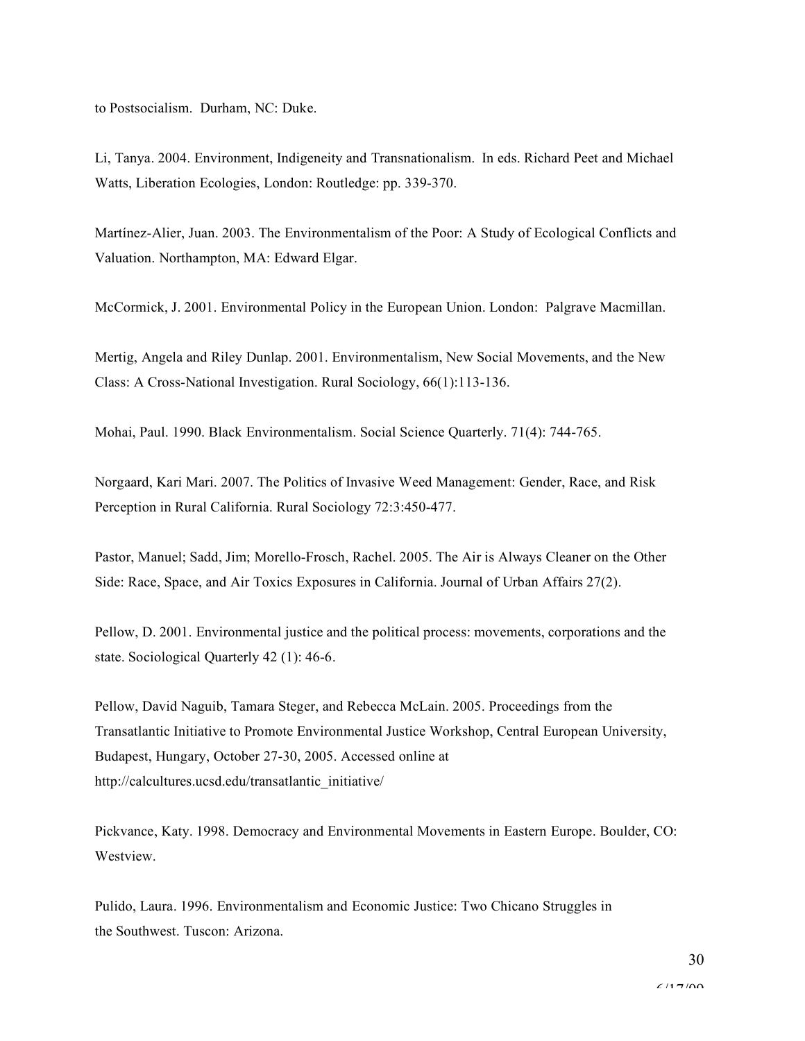to Postsocialism. Durham, NC: Duke.

Li, Tanya. 2004. Environment, Indigeneity and Transnationalism. In eds. Richard Peet and Michael Watts, Liberation Ecologies, London: Routledge: pp. 339-370.

Martínez-Alier, Juan. 2003. The Environmentalism of the Poor: A Study of Ecological Conflicts and Valuation. Northampton, MA: Edward Elgar.

McCormick, J. 2001. Environmental Policy in the European Union. London: Palgrave Macmillan.

Mertig, Angela and Riley Dunlap. 2001. Environmentalism, New Social Movements, and the New Class: A Cross-National Investigation. Rural Sociology, 66(1):113-136.

Mohai, Paul. 1990. Black Environmentalism. Social Science Quarterly. 71(4): 744-765.

Norgaard, Kari Mari. 2007. The Politics of Invasive Weed Management: Gender, Race, and Risk Perception in Rural California. Rural Sociology 72:3:450-477.

Pastor, Manuel; Sadd, Jim; Morello-Frosch, Rachel. 2005. The Air is Always Cleaner on the Other Side: Race, Space, and Air Toxics Exposures in California. Journal of Urban Affairs 27(2).

Pellow, D. 2001. Environmental justice and the political process: movements, corporations and the state. Sociological Quarterly 42 (1): 46-6.

Pellow, David Naguib, Tamara Steger, and Rebecca McLain. 2005. Proceedings from the Transatlantic Initiative to Promote Environmental Justice Workshop, Central European University, Budapest, Hungary, October 27-30, 2005. Accessed online at http://calcultures.ucsd.edu/transatlantic_initiative/

Pickvance, Katy. 1998. Democracy and Environmental Movements in Eastern Europe. Boulder, CO: Westview.

Pulido, Laura. 1996. Environmentalism and Economic Justice: Two Chicano Struggles in the Southwest. Tuscon: Arizona.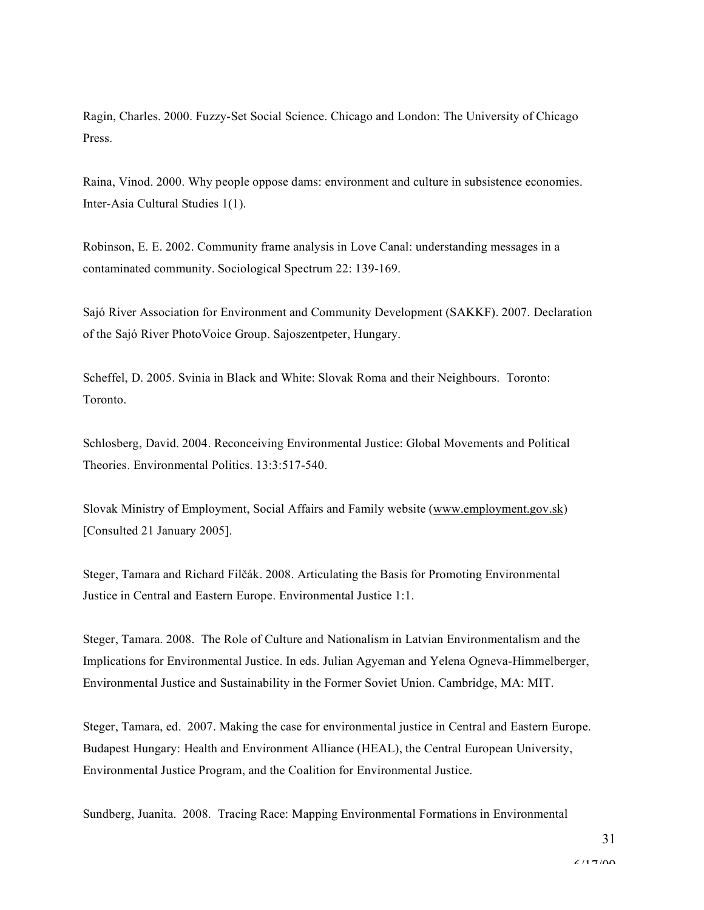Ragin, Charles. 2000. Fuzzy-Set Social Science. Chicago and London: The University of Chicago Press.

Raina, Vinod. 2000. Why people oppose dams: environment and culture in subsistence economies. Inter-Asia Cultural Studies 1(1).

Robinson, E. E. 2002. Community frame analysis in Love Canal: understanding messages in a contaminated community. Sociological Spectrum 22: 139-169.

Sajó River Association for Environment and Community Development (SAKKF). 2007. Declaration of the Sajó River PhotoVoice Group. Sajoszentpeter, Hungary.

Scheffel, D. 2005. Svinia in Black and White: Slovak Roma and their Neighbours. Toronto: Toronto.

Schlosberg, David. 2004. Reconceiving Environmental Justice: Global Movements and Political Theories. Environmental Politics. 13:3:517-540.

Slovak Ministry of Employment, Social Affairs and Family website (www.employment.gov.sk) [Consulted 21 January 2005].

Steger, Tamara and Richard Filčák. 2008. Articulating the Basis for Promoting Environmental Justice in Central and Eastern Europe. Environmental Justice 1:1.

Steger, Tamara. 2008. The Role of Culture and Nationalism in Latvian Environmentalism and the Implications for Environmental Justice. In eds. Julian Agyeman and Yelena Ogneva-Himmelberger, Environmental Justice and Sustainability in the Former Soviet Union. Cambridge, MA: MIT.

Steger, Tamara, ed. 2007. Making the case for environmental justice in Central and Eastern Europe. Budapest Hungary: Health and Environment Alliance (HEAL), the Central European University, Environmental Justice Program, and the Coalition for Environmental Justice.

Sundberg, Juanita. 2008. Tracing Race: Mapping Environmental Formations in Environmental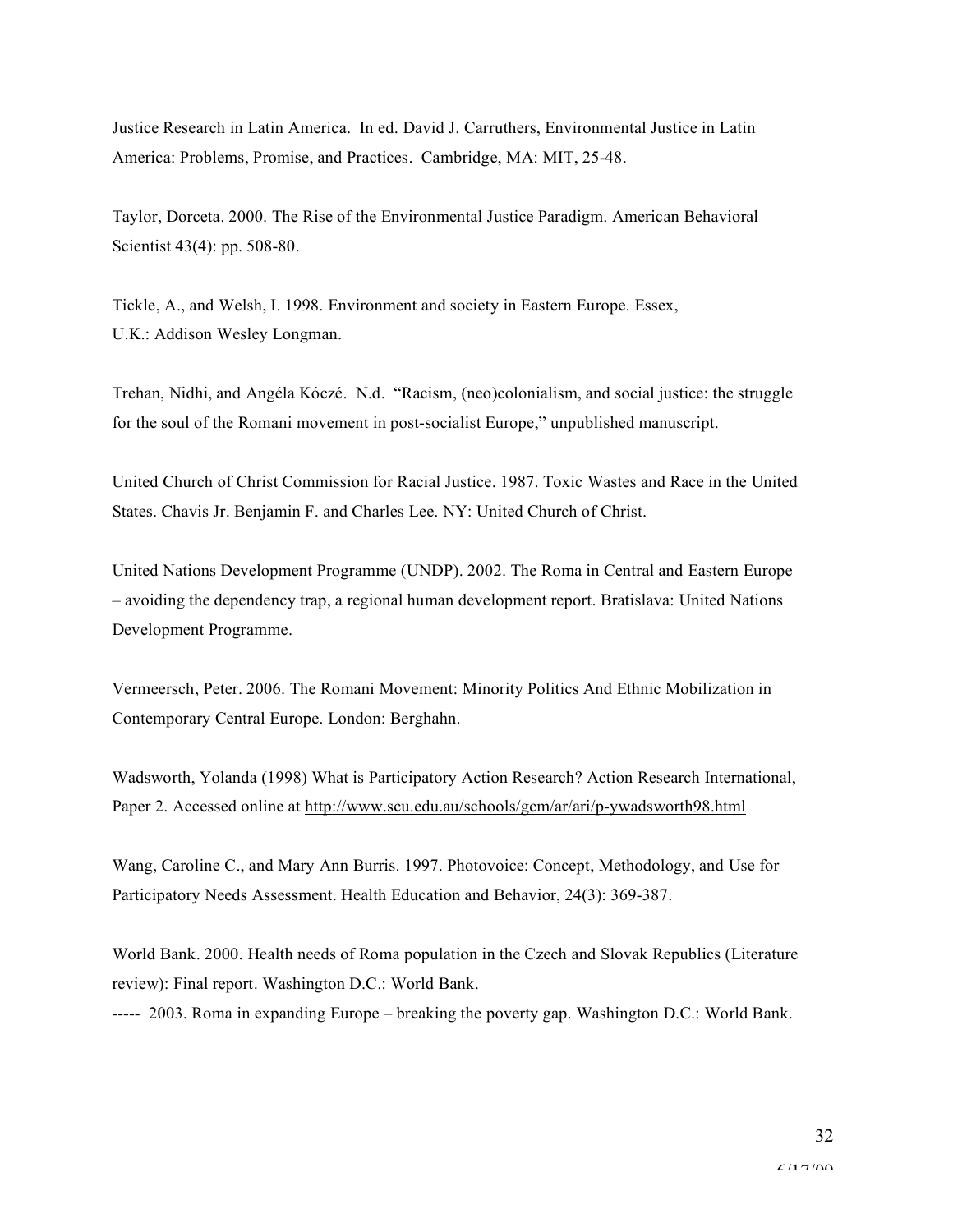Justice Research in Latin America. In ed. David J. Carruthers, Environmental Justice in Latin America: Problems, Promise, and Practices. Cambridge, MA: MIT, 25-48.

Taylor, Dorceta. 2000. The Rise of the Environmental Justice Paradigm. American Behavioral Scientist 43(4): pp. 508-80.

Tickle, A., and Welsh, I. 1998. Environment and society in Eastern Europe. Essex, U.K.: Addison Wesley Longman.

Trehan, Nidhi, and Angéla Kóczé. N.d. "Racism, (neo)colonialism, and social justice: the struggle for the soul of the Romani movement in post-socialist Europe," unpublished manuscript.

United Church of Christ Commission for Racial Justice. 1987. Toxic Wastes and Race in the United States. Chavis Jr. Benjamin F. and Charles Lee. NY: United Church of Christ.

United Nations Development Programme (UNDP). 2002. The Roma in Central and Eastern Europe – avoiding the dependency trap, a regional human development report. Bratislava: United Nations Development Programme.

Vermeersch, Peter. 2006. The Romani Movement: Minority Politics And Ethnic Mobilization in Contemporary Central Europe. London: Berghahn.

Wadsworth, Yolanda (1998) What is Participatory Action Research? Action Research International, Paper 2. Accessed online at http://www.scu.edu.au/schools/gcm/ar/ari/p-ywadsworth98.html

Wang, Caroline C., and Mary Ann Burris. 1997. Photovoice: Concept, Methodology, and Use for Participatory Needs Assessment. Health Education and Behavior, 24(3): 369-387.

World Bank. 2000. Health needs of Roma population in the Czech and Slovak Republics (Literature review): Final report. Washington D.C.: World Bank.

----- 2003. Roma in expanding Europe – breaking the poverty gap. Washington D.C.: World Bank.